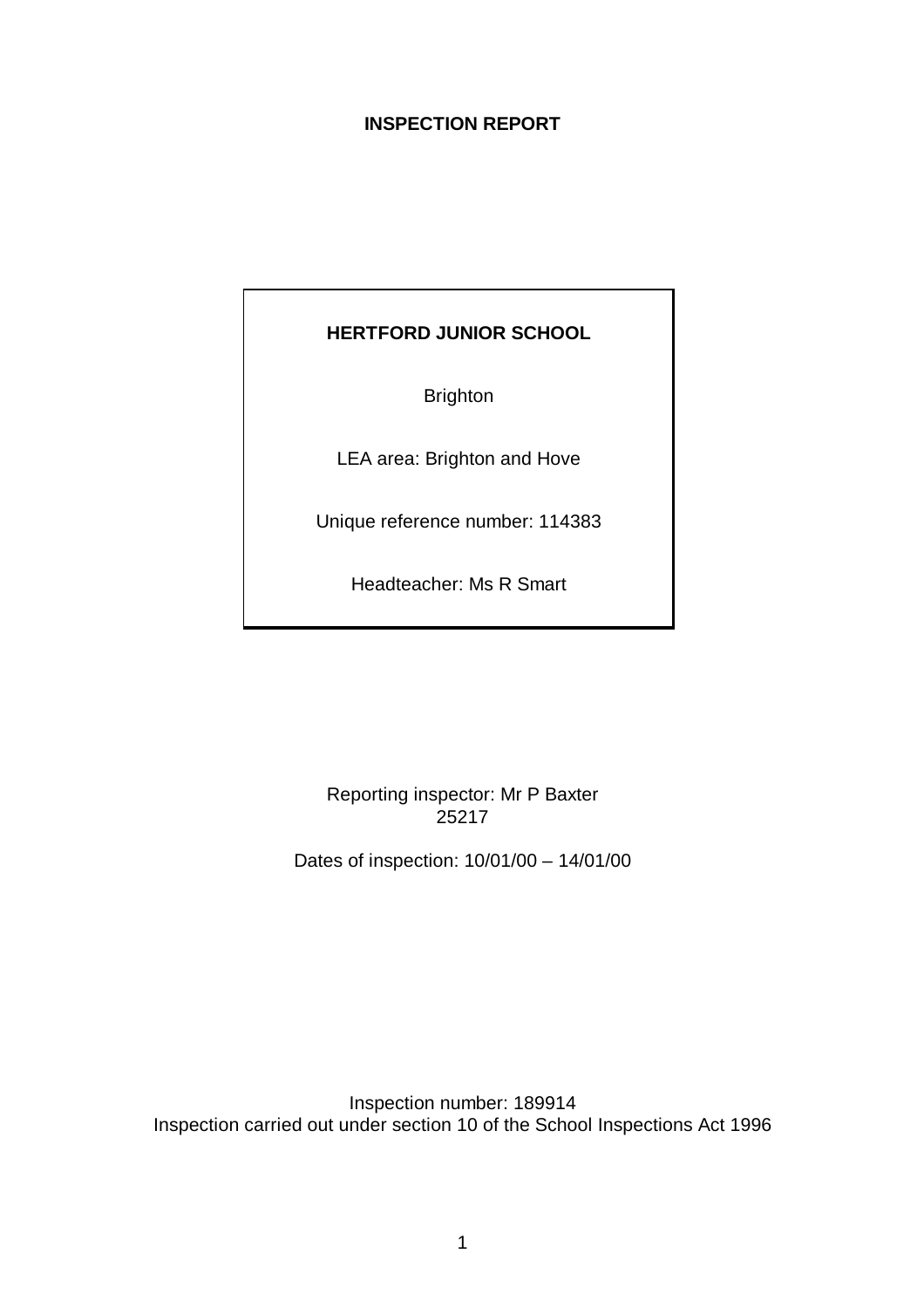**INSPECTION REPORT**

**HERTFORD JUNIOR SCHOOL**

Brighton

LEA area: Brighton and Hove

Unique reference number: 114383

Headteacher: Ms R Smart

Reporting inspector: Mr P Baxter
25217

Dates of inspection: 10/01/00 – 14/01/00

Inspection number: 189914
Inspection carried out under section 10 of the School Inspections Act 1996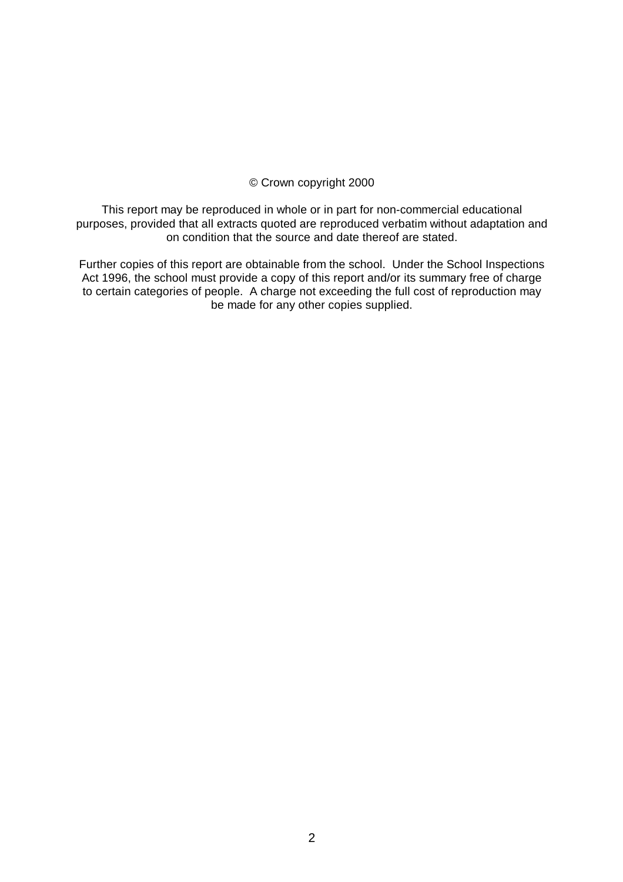© Crown copyright 2000

This report may be reproduced in whole or in part for non-commercial educational purposes, provided that all extracts quoted are reproduced verbatim without adaptation and on condition that the source and date thereof are stated.

Further copies of this report are obtainable from the school. Under the School Inspections Act 1996, the school must provide a copy of this report and/or its summary free of charge to certain categories of people. A charge not exceeding the full cost of reproduction may be made for any other copies supplied.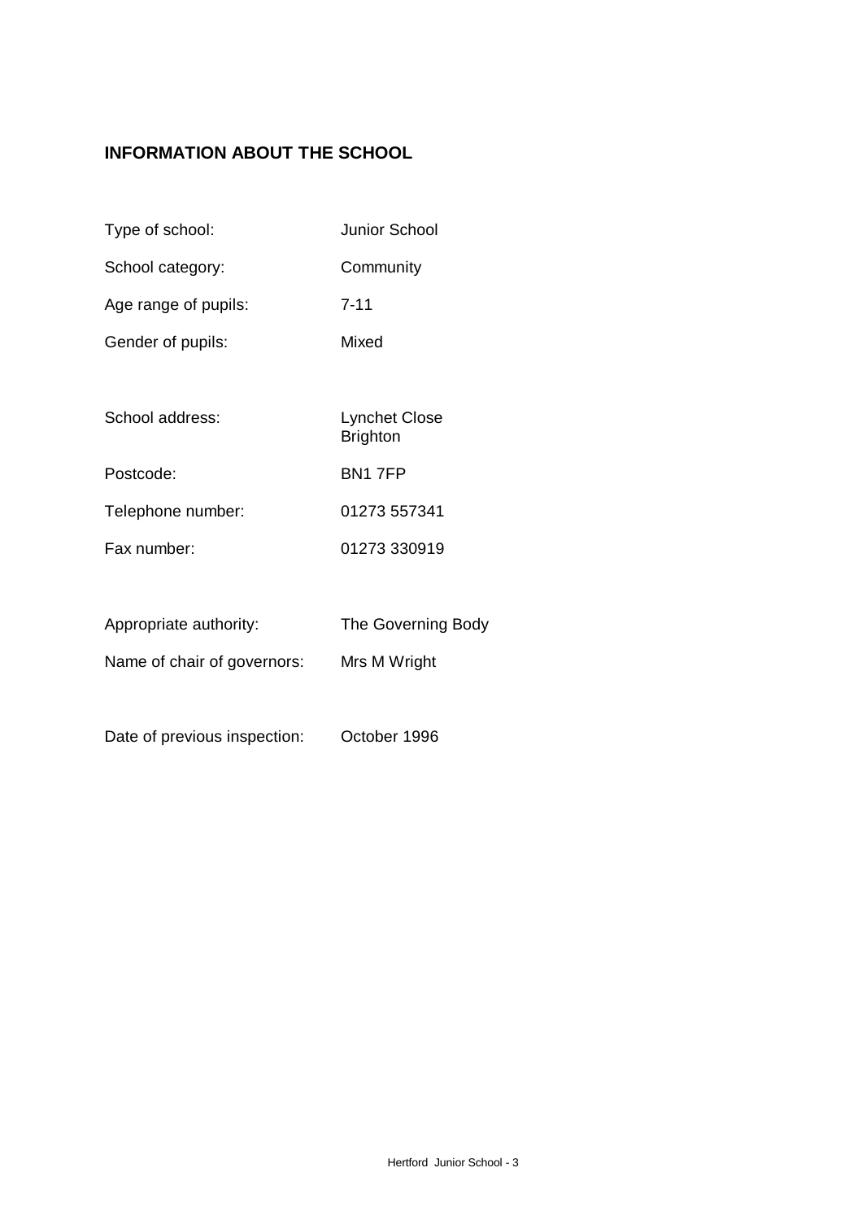## INFORMATION ABOUT THE SCHOOL

| | |
|---|---|
| Type of school: | Junior School |
| School category: | Community |
| Age range of pupils: | 7-11 |
| Gender of pupils: | Mixed |
| | |
| School address: | Lynchet Close<br>Brighton |
| Postcode: | BN1 7FP |
| Telephone number: | 01273 557341 |
| Fax number: | 01273 330919 |
| | |
| Appropriate authority: | The Governing Body |
| Name of chair of governors: | Mrs M Wright |
| | |
| Date of previous inspection: | October 1996 |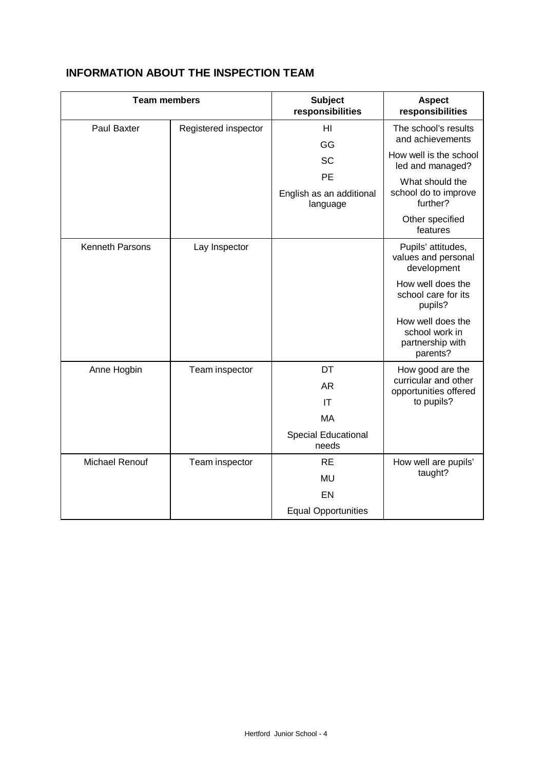## INFORMATION ABOUT THE INSPECTION TEAM

| Team members | | Subject responsibilities | Aspect responsibilities |
|---|---|---|---|
| Paul Baxter | Registered inspector | HI<br>GG<br>SC<br>PE<br>English as an additional language | The school's results and achievements<br>How well is the school led and managed?<br>What should the school do to improve further?<br>Other specified features |
| Kenneth Parsons | Lay Inspector | | Pupils' attitudes, values and personal development<br>How well does the school care for its pupils?<br>How well does the school work in partnership with parents? |
| Anne Hogbin | Team inspector | DT<br>AR<br>IT<br>MA<br>Special Educational needs | How good are the curricular and other opportunities offered to pupils? |
| Michael Renouf | Team inspector | RE<br>MU<br>EN<br>Equal Opportunities | How well are pupils' taught? |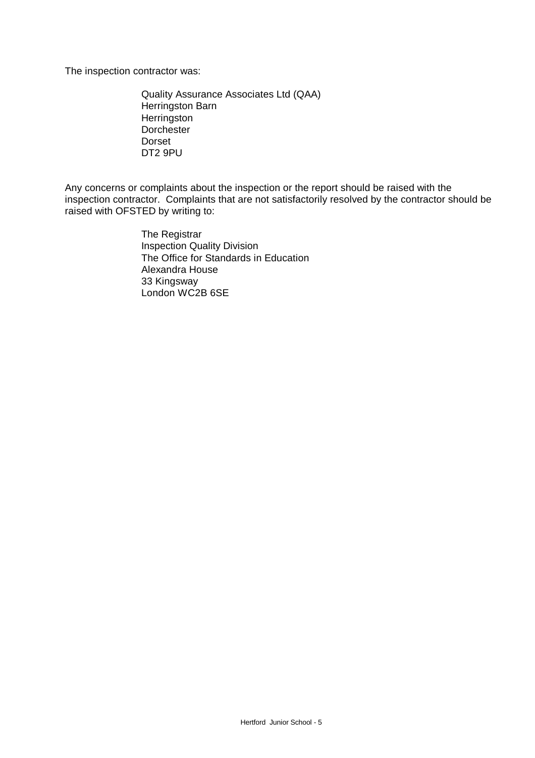The inspection contractor was:

Quality Assurance Associates Ltd (QAA)
Herringston Barn
Herringston
Dorchester
Dorset
DT2 9PU

Any concerns or complaints about the inspection or the report should be raised with the inspection contractor. Complaints that are not satisfactorily resolved by the contractor should be raised with OFSTED by writing to:

The Registrar
Inspection Quality Division
The Office for Standards in Education
Alexandra House
33 Kingsway
London WC2B 6SE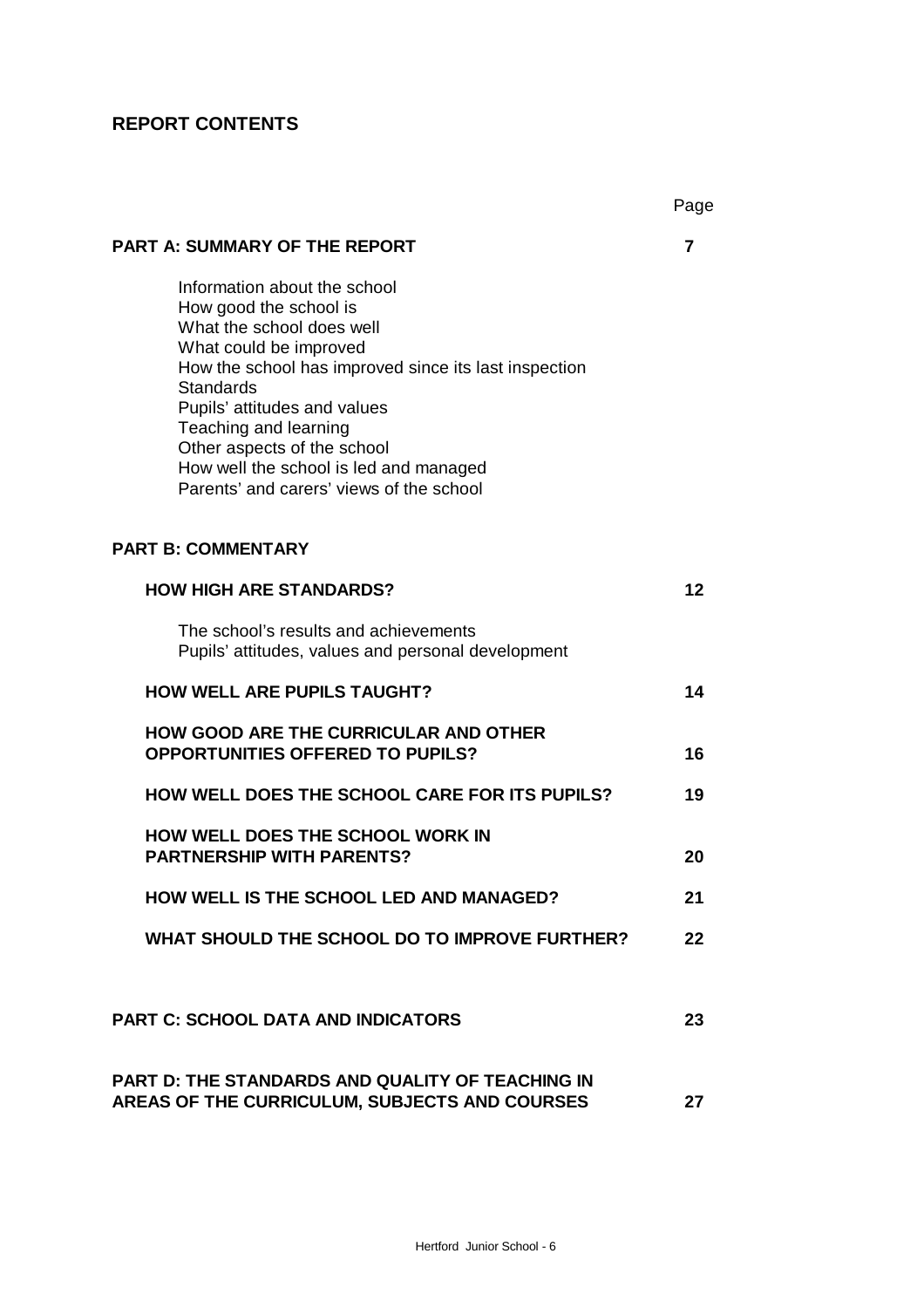## REPORT CONTENTS

| | Page |
|---|---|
| **PART A: SUMMARY OF THE REPORT** | **7** |
| Information about the school<br>How good the school is<br>What the school does well<br>What could be improved<br>How the school has improved since its last inspection<br>Standards<br>Pupils' attitudes and values<br>Teaching and learning<br>Other aspects of the school<br>How well the school is led and managed<br>Parents' and carers' views of the school | |
| **PART B: COMMENTARY** | |
| **HOW HIGH ARE STANDARDS?** | **12** |
| The school's results and achievements<br>Pupils' attitudes, values and personal development | |
| **HOW WELL ARE PUPILS TAUGHT?** | **14** |
| **HOW GOOD ARE THE CURRICULAR AND OTHER OPPORTUNITIES OFFERED TO PUPILS?** | **16** |
| **HOW WELL DOES THE SCHOOL CARE FOR ITS PUPILS?** | **19** |
| **HOW WELL DOES THE SCHOOL WORK IN PARTNERSHIP WITH PARENTS?** | **20** |
| **HOW WELL IS THE SCHOOL LED AND MANAGED?** | **21** |
| **WHAT SHOULD THE SCHOOL DO TO IMPROVE FURTHER?** | **22** |
| **PART C: SCHOOL DATA AND INDICATORS** | **23** |
| **PART D: THE STANDARDS AND QUALITY OF TEACHING IN AREAS OF THE CURRICULUM, SUBJECTS AND COURSES** | **27** |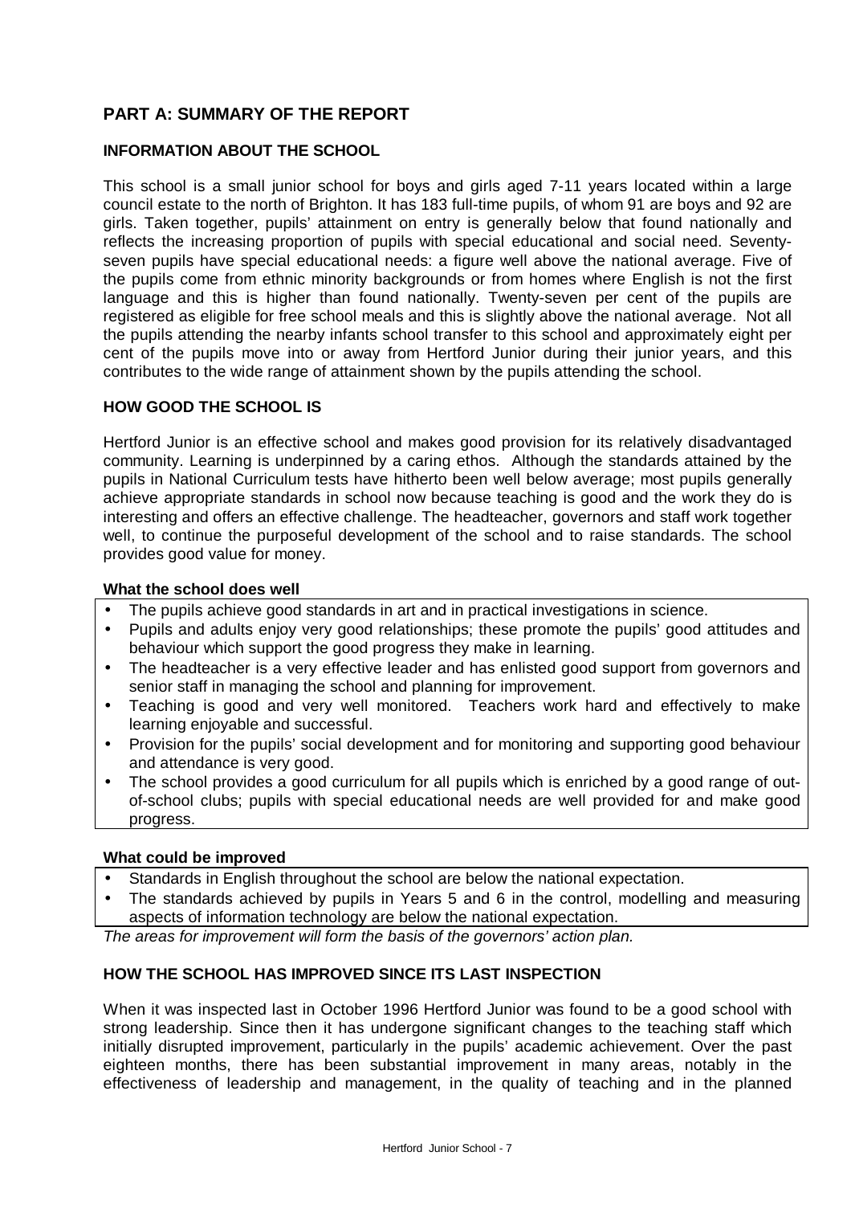## PART A: SUMMARY OF THE REPORT

### INFORMATION ABOUT THE SCHOOL

This school is a small junior school for boys and girls aged 7-11 years located within a large council estate to the north of Brighton. It has 183 full-time pupils, of whom 91 are boys and 92 are girls. Taken together, pupils' attainment on entry is generally below that found nationally and reflects the increasing proportion of pupils with special educational and social need. Seventy-seven pupils have special educational needs: a figure well above the national average. Five of the pupils come from ethnic minority backgrounds or from homes where English is not the first language and this is higher than found nationally. Twenty-seven per cent of the pupils are registered as eligible for free school meals and this is slightly above the national average. Not all the pupils attending the nearby infants school transfer to this school and approximately eight per cent of the pupils move into or away from Hertford Junior during their junior years, and this contributes to the wide range of attainment shown by the pupils attending the school.

### HOW GOOD THE SCHOOL IS

Hertford Junior is an effective school and makes good provision for its relatively disadvantaged community. Learning is underpinned by a caring ethos. Although the standards attained by the pupils in National Curriculum tests have hitherto been well below average; most pupils generally achieve appropriate standards in school now because teaching is good and the work they do is interesting and offers an effective challenge. The headteacher, governors and staff work together well, to continue the purposeful development of the school and to raise standards. The school provides good value for money.

**What the school does well**

- The pupils achieve good standards in art and in practical investigations in science.
- Pupils and adults enjoy very good relationships; these promote the pupils' good attitudes and behaviour which support the good progress they make in learning.
- The headteacher is a very effective leader and has enlisted good support from governors and senior staff in managing the school and planning for improvement.
- Teaching is good and very well monitored. Teachers work hard and effectively to make learning enjoyable and successful.
- Provision for the pupils' social development and for monitoring and supporting good behaviour and attendance is very good.
- The school provides a good curriculum for all pupils which is enriched by a good range of out-of-school clubs; pupils with special educational needs are well provided for and make good progress.

**What could be improved**

- Standards in English throughout the school are below the national expectation.
- The standards achieved by pupils in Years 5 and 6 in the control, modelling and measuring aspects of information technology are below the national expectation.

*The areas for improvement will form the basis of the governors' action plan.*

### HOW THE SCHOOL HAS IMPROVED SINCE ITS LAST INSPECTION

When it was inspected last in October 1996 Hertford Junior was found to be a good school with strong leadership. Since then it has undergone significant changes to the teaching staff which initially disrupted improvement, particularly in the pupils' academic achievement. Over the past eighteen months, there has been substantial improvement in many areas, notably in the effectiveness of leadership and management, in the quality of teaching and in the planned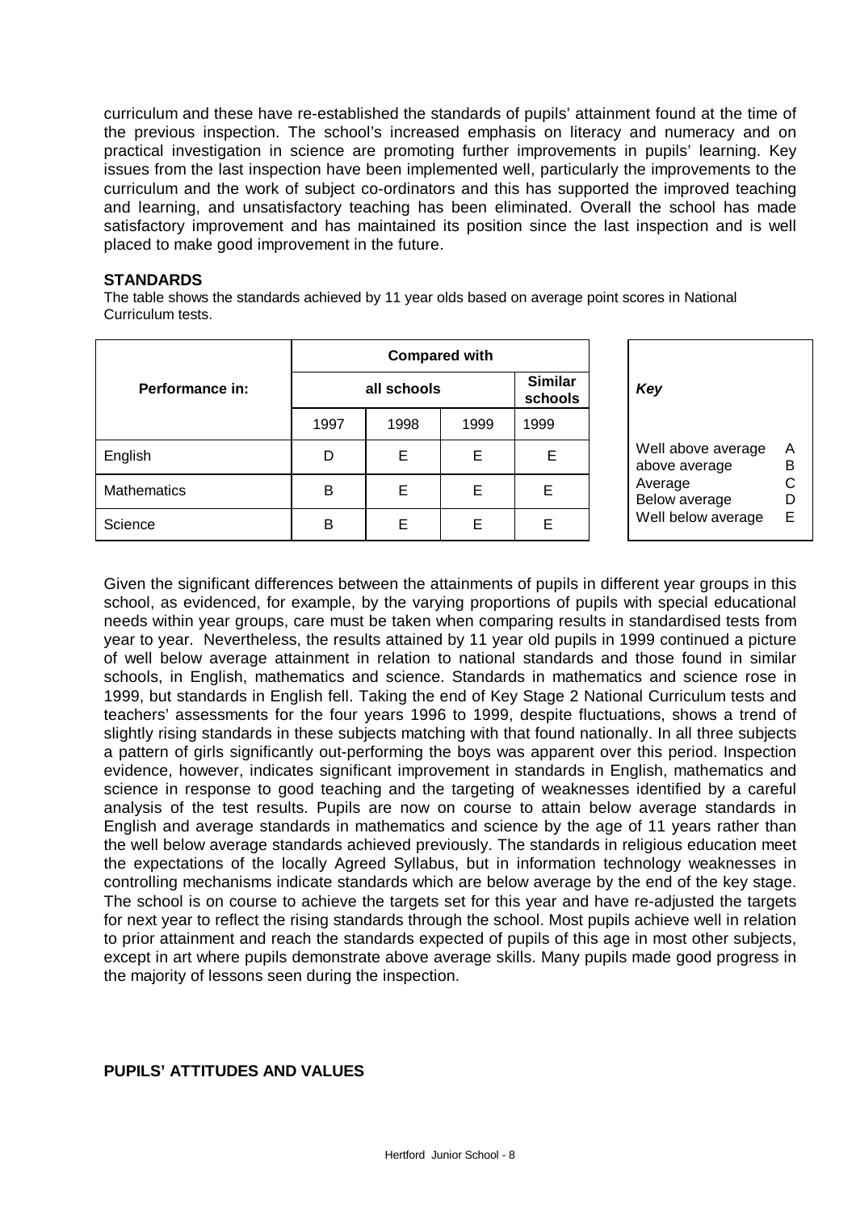curriculum and these have re-established the standards of pupils' attainment found at the time of the previous inspection. The school's increased emphasis on literacy and numeracy and on practical investigation in science are promoting further improvements in pupils' learning. Key issues from the last inspection have been implemented well, particularly the improvements to the curriculum and the work of subject co-ordinators and this has supported the improved teaching and learning, and unsatisfactory teaching has been eliminated. Overall the school has made satisfactory improvement and has maintained its position since the last inspection and is well placed to make good improvement in the future.

**STANDARDS**

The table shows the standards achieved by 11 year olds based on average point scores in National Curriculum tests.

| Performance in: | Compared with | | | |
|---|---|---|---|---|
| | all schools | | | Similar schools |
| | 1997 | 1998 | 1999 | 1999 |
| English | D | E | E | E |
| Mathematics | B | E | E | E |
| Science | B | E | E | E |

| *Key* | |
|---|---|
| Well above average | A |
| above average | B |
| Average | C |
| Below average | D |
| Well below average | E |

Given the significant differences between the attainments of pupils in different year groups in this school, as evidenced, for example, by the varying proportions of pupils with special educational needs within year groups, care must be taken when comparing results in standardised tests from year to year. Nevertheless, the results attained by 11 year old pupils in 1999 continued a picture of well below average attainment in relation to national standards and those found in similar schools, in English, mathematics and science. Standards in mathematics and science rose in 1999, but standards in English fell. Taking the end of Key Stage 2 National Curriculum tests and teachers' assessments for the four years 1996 to 1999, despite fluctuations, shows a trend of slightly rising standards in these subjects matching with that found nationally. In all three subjects a pattern of girls significantly out-performing the boys was apparent over this period. Inspection evidence, however, indicates significant improvement in standards in English, mathematics and science in response to good teaching and the targeting of weaknesses identified by a careful analysis of the test results. Pupils are now on course to attain below average standards in English and average standards in mathematics and science by the age of 11 years rather than the well below average standards achieved previously. The standards in religious education meet the expectations of the locally Agreed Syllabus, but in information technology weaknesses in controlling mechanisms indicate standards which are below average by the end of the key stage. The school is on course to achieve the targets set for this year and have re-adjusted the targets for next year to reflect the rising standards through the school. Most pupils achieve well in relation to prior attainment and reach the standards expected of pupils of this age in most other subjects, except in art where pupils demonstrate above average skills. Many pupils made good progress in the majority of lessons seen during the inspection.

**PUPILS' ATTITUDES AND VALUES**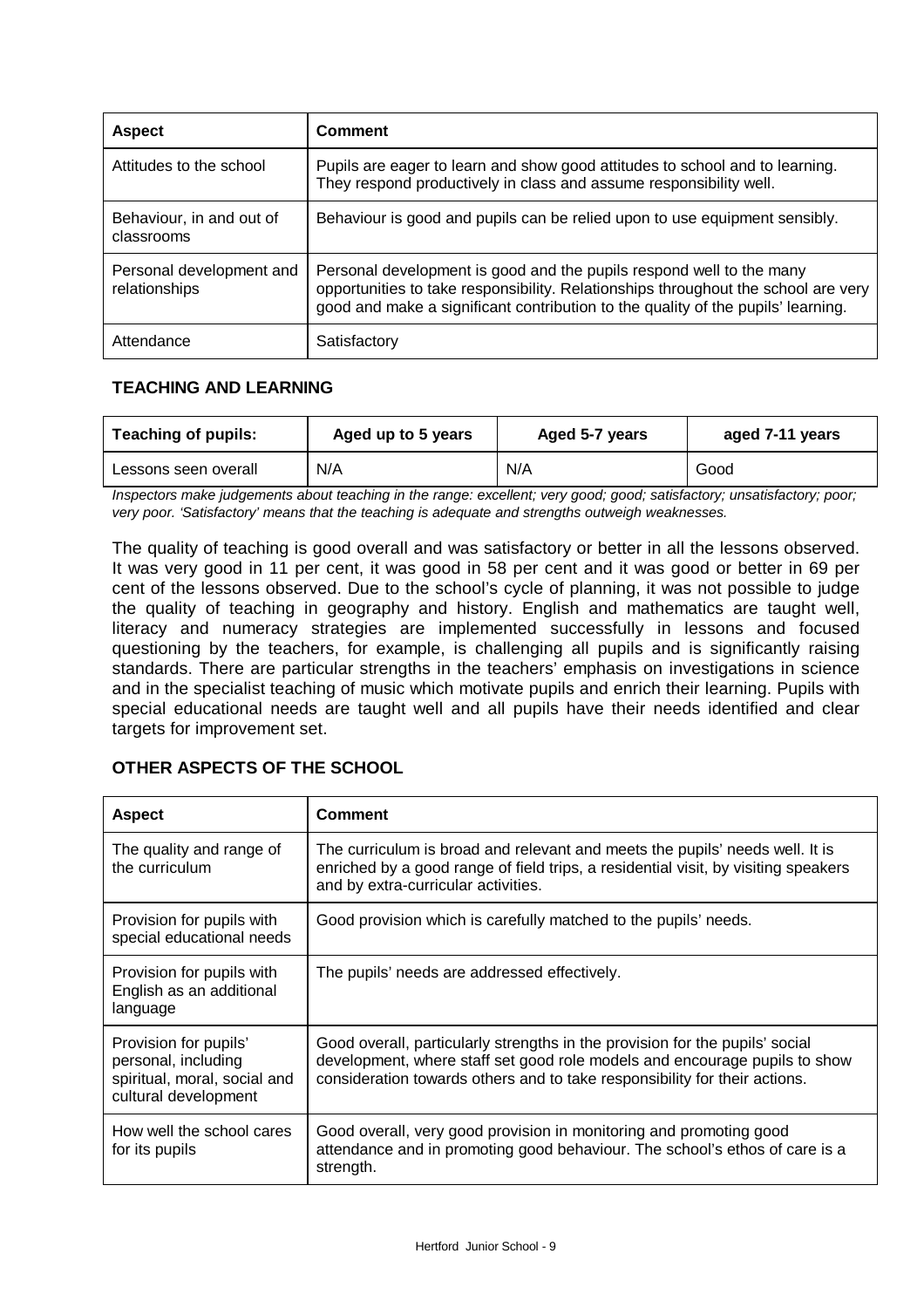| Aspect | Comment |
| --- | --- |
| Attitudes to the school | Pupils are eager to learn and show good attitudes to school and to learning. They respond productively in class and assume responsibility well. |
| Behaviour, in and out of classrooms | Behaviour is good and pupils can be relied upon to use equipment sensibly. |
| Personal development and relationships | Personal development is good and the pupils respond well to the many opportunities to take responsibility. Relationships throughout the school are very good and make a significant contribution to the quality of the pupils' learning. |
| Attendance | Satisfactory |

## TEACHING AND LEARNING

| Teaching of pupils: | Aged up to 5 years | Aged 5-7 years | aged 7-11 years |
| --- | --- | --- | --- |
| Lessons seen overall | N/A | N/A | Good |

*Inspectors make judgements about teaching in the range: excellent; very good; good; satisfactory; unsatisfactory; poor; very poor. 'Satisfactory' means that the teaching is adequate and strengths outweigh weaknesses.*

The quality of teaching is good overall and was satisfactory or better in all the lessons observed. It was very good in 11 per cent, it was good in 58 per cent and it was good or better in 69 per cent of the lessons observed. Due to the school's cycle of planning, it was not possible to judge the quality of teaching in geography and history. English and mathematics are taught well, literacy and numeracy strategies are implemented successfully in lessons and focused questioning by the teachers, for example, is challenging all pupils and is significantly raising standards. There are particular strengths in the teachers' emphasis on investigations in science and in the specialist teaching of music which motivate pupils and enrich their learning. Pupils with special educational needs are taught well and all pupils have their needs identified and clear targets for improvement set.

## OTHER ASPECTS OF THE SCHOOL

| Aspect | Comment |
| --- | --- |
| The quality and range of the curriculum | The curriculum is broad and relevant and meets the pupils' needs well. It is enriched by a good range of field trips, a residential visit, by visiting speakers and by extra-curricular activities. |
| Provision for pupils with special educational needs | Good provision which is carefully matched to the pupils' needs. |
| Provision for pupils with English as an additional language | The pupils' needs are addressed effectively. |
| Provision for pupils' personal, including spiritual, moral, social and cultural development | Good overall, particularly strengths in the provision for the pupils' social development, where staff set good role models and encourage pupils to show consideration towards others and to take responsibility for their actions. |
| How well the school cares for its pupils | Good overall, very good provision in monitoring and promoting good attendance and in promoting good behaviour. The school's ethos of care is a strength. |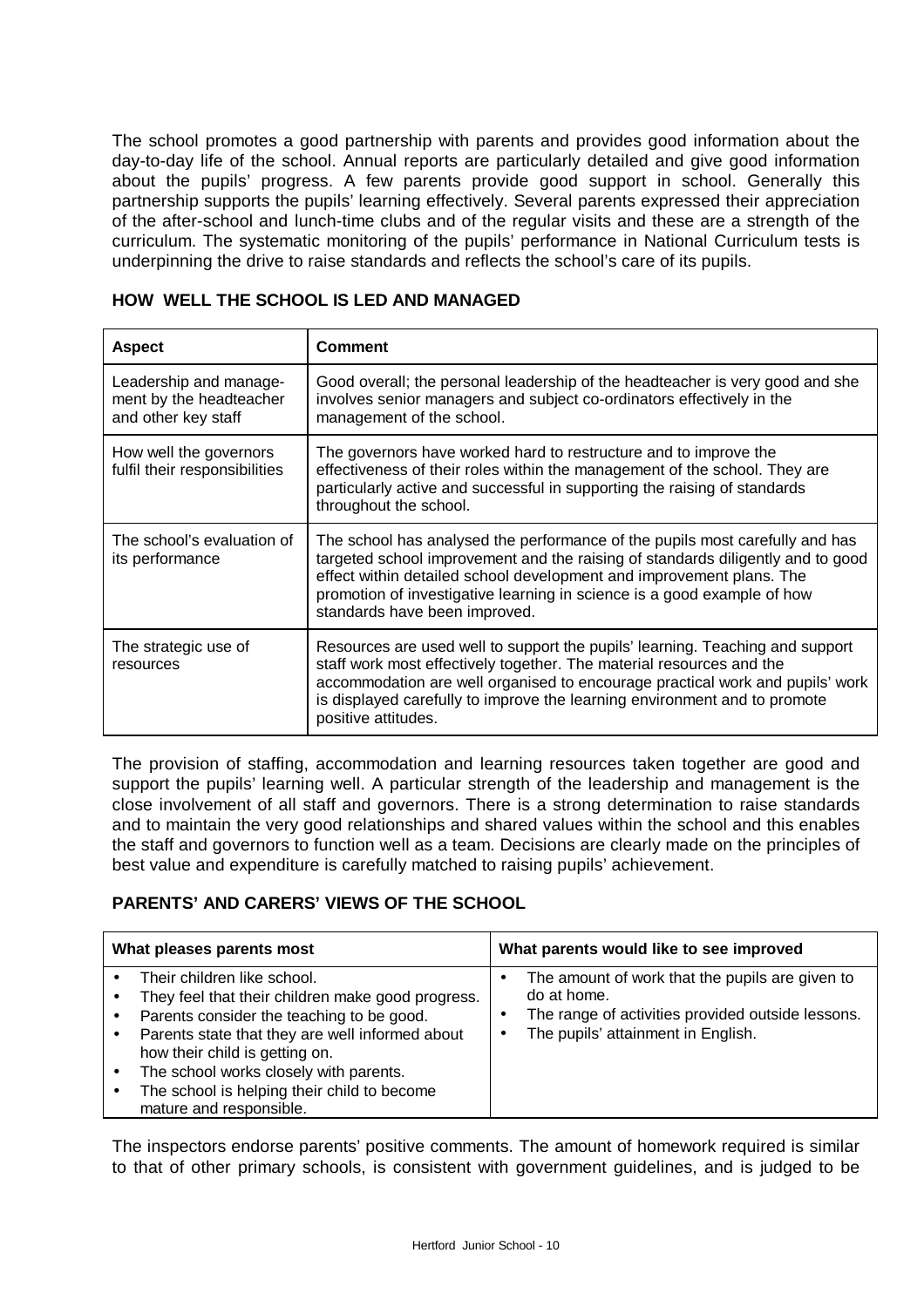The school promotes a good partnership with parents and provides good information about the day-to-day life of the school. Annual reports are particularly detailed and give good information about the pupils' progress. A few parents provide good support in school. Generally this partnership supports the pupils' learning effectively. Several parents expressed their appreciation of the after-school and lunch-time clubs and of the regular visits and these are a strength of the curriculum. The systematic monitoring of the pupils' performance in National Curriculum tests is underpinning the drive to raise standards and reflects the school's care of its pupils.

## HOW WELL THE SCHOOL IS LED AND MANAGED

| Aspect | Comment |
|---|---|
| Leadership and management by the headteacher and other key staff | Good overall; the personal leadership of the headteacher is very good and she involves senior managers and subject co-ordinators effectively in the management of the school. |
| How well the governors fulfil their responsibilities | The governors have worked hard to restructure and to improve the effectiveness of their roles within the management of the school. They are particularly active and successful in supporting the raising of standards throughout the school. |
| The school's evaluation of its performance | The school has analysed the performance of the pupils most carefully and has targeted school improvement and the raising of standards diligently and to good effect within detailed school development and improvement plans. The promotion of investigative learning in science is a good example of how standards have been improved. |
| The strategic use of resources | Resources are used well to support the pupils' learning. Teaching and support staff work most effectively together. The material resources and the accommodation are well organised to encourage practical work and pupils' work is displayed carefully to improve the learning environment and to promote positive attitudes. |

The provision of staffing, accommodation and learning resources taken together are good and support the pupils' learning well. A particular strength of the leadership and management is the close involvement of all staff and governors. There is a strong determination to raise standards and to maintain the very good relationships and shared values within the school and this enables the staff and governors to function well as a team. Decisions are clearly made on the principles of best value and expenditure is carefully matched to raising pupils' achievement.

## PARENTS' AND CARERS' VIEWS OF THE SCHOOL

| What pleases parents most | What parents would like to see improved |
|---|---|
| • Their children like school.<br>• They feel that their children make good progress.<br>• Parents consider the teaching to be good.<br>• Parents state that they are well informed about how their child is getting on.<br>• The school works closely with parents.<br>• The school is helping their child to become mature and responsible. | • The amount of work that the pupils are given to do at home.<br>• The range of activities provided outside lessons.<br>• The pupils' attainment in English. |

The inspectors endorse parents' positive comments. The amount of homework required is similar to that of other primary schools, is consistent with government guidelines, and is judged to be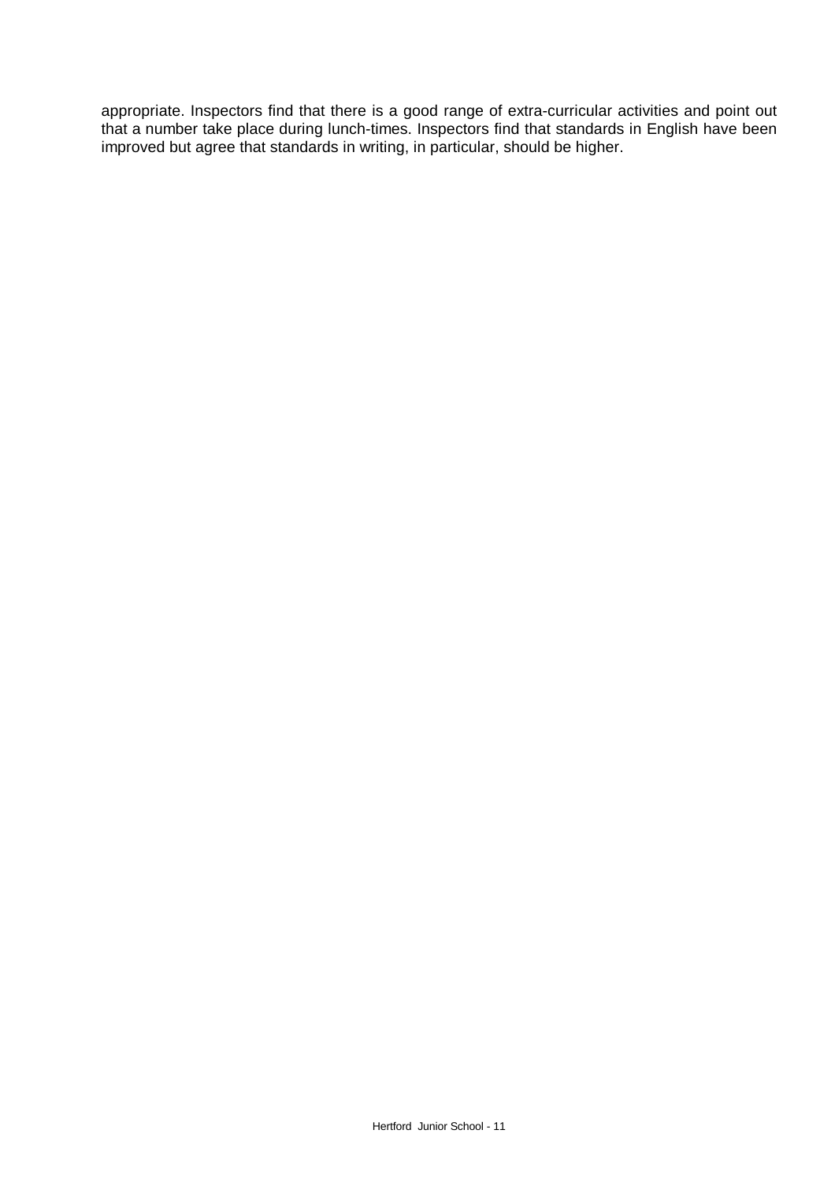appropriate. Inspectors find that there is a good range of extra-curricular activities and point out that a number take place during lunch-times. Inspectors find that standards in English have been improved but agree that standards in writing, in particular, should be higher.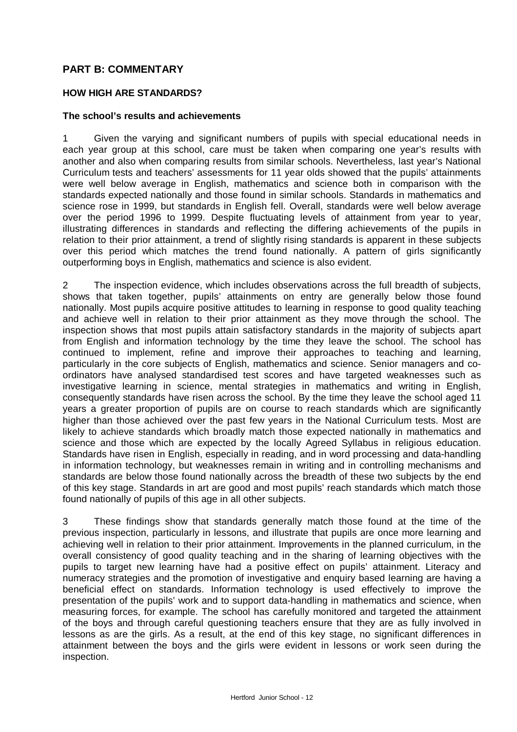## PART B: COMMENTARY

### HOW HIGH ARE STANDARDS?

#### The school's results and achievements

1 Given the varying and significant numbers of pupils with special educational needs in each year group at this school, care must be taken when comparing one year's results with another and also when comparing results from similar schools. Nevertheless, last year's National Curriculum tests and teachers' assessments for 11 year olds showed that the pupils' attainments were well below average in English, mathematics and science both in comparison with the standards expected nationally and those found in similar schools. Standards in mathematics and science rose in 1999, but standards in English fell. Overall, standards were well below average over the period 1996 to 1999. Despite fluctuating levels of attainment from year to year, illustrating differences in standards and reflecting the differing achievements of the pupils in relation to their prior attainment, a trend of slightly rising standards is apparent in these subjects over this period which matches the trend found nationally. A pattern of girls significantly outperforming boys in English, mathematics and science is also evident.

2 The inspection evidence, which includes observations across the full breadth of subjects, shows that taken together, pupils' attainments on entry are generally below those found nationally. Most pupils acquire positive attitudes to learning in response to good quality teaching and achieve well in relation to their prior attainment as they move through the school. The inspection shows that most pupils attain satisfactory standards in the majority of subjects apart from English and information technology by the time they leave the school. The school has continued to implement, refine and improve their approaches to teaching and learning, particularly in the core subjects of English, mathematics and science. Senior managers and co-ordinators have analysed standardised test scores and have targeted weaknesses such as investigative learning in science, mental strategies in mathematics and writing in English, consequently standards have risen across the school. By the time they leave the school aged 11 years a greater proportion of pupils are on course to reach standards which are significantly higher than those achieved over the past few years in the National Curriculum tests. Most are likely to achieve standards which broadly match those expected nationally in mathematics and science and those which are expected by the locally Agreed Syllabus in religious education. Standards have risen in English, especially in reading, and in word processing and data-handling in information technology, but weaknesses remain in writing and in controlling mechanisms and standards are below those found nationally across the breadth of these two subjects by the end of this key stage. Standards in art are good and most pupils' reach standards which match those found nationally of pupils of this age in all other subjects.

3 These findings show that standards generally match those found at the time of the previous inspection, particularly in lessons, and illustrate that pupils are once more learning and achieving well in relation to their prior attainment. Improvements in the planned curriculum, in the overall consistency of good quality teaching and in the sharing of learning objectives with the pupils to target new learning have had a positive effect on pupils' attainment. Literacy and numeracy strategies and the promotion of investigative and enquiry based learning are having a beneficial effect on standards. Information technology is used effectively to improve the presentation of the pupils' work and to support data-handling in mathematics and science, when measuring forces, for example. The school has carefully monitored and targeted the attainment of the boys and through careful questioning teachers ensure that they are as fully involved in lessons as are the girls. As a result, at the end of this key stage, no significant differences in attainment between the boys and the girls were evident in lessons or work seen during the inspection.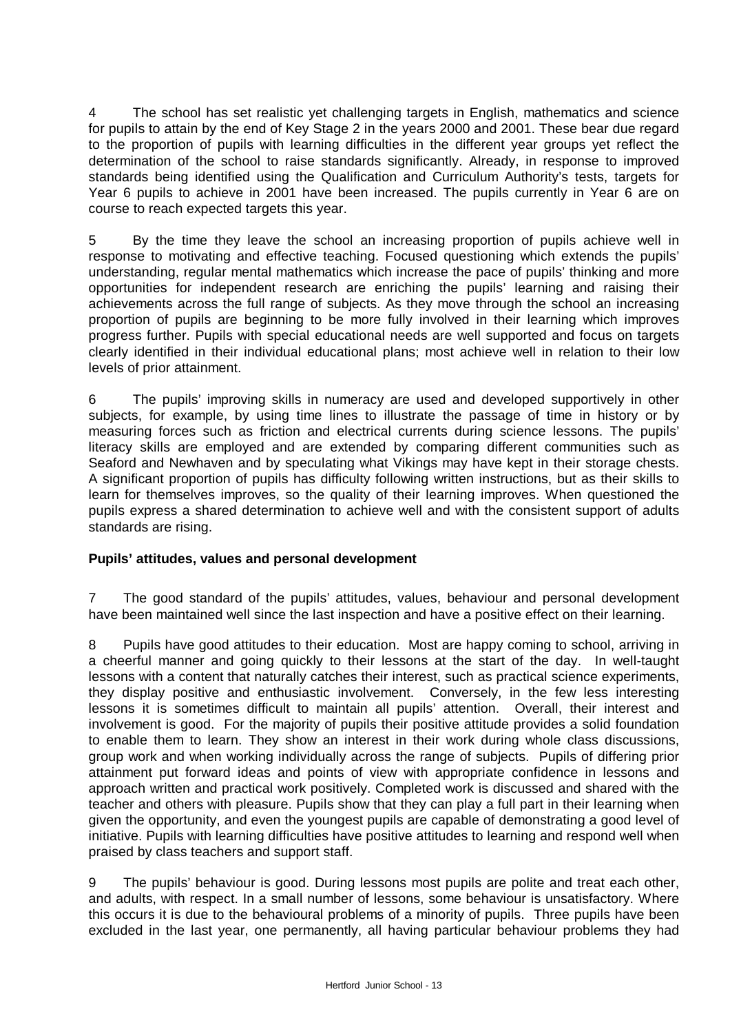4 The school has set realistic yet challenging targets in English, mathematics and science for pupils to attain by the end of Key Stage 2 in the years 2000 and 2001. These bear due regard to the proportion of pupils with learning difficulties in the different year groups yet reflect the determination of the school to raise standards significantly. Already, in response to improved standards being identified using the Qualification and Curriculum Authority's tests, targets for Year 6 pupils to achieve in 2001 have been increased. The pupils currently in Year 6 are on course to reach expected targets this year.

5 By the time they leave the school an increasing proportion of pupils achieve well in response to motivating and effective teaching. Focused questioning which extends the pupils' understanding, regular mental mathematics which increase the pace of pupils' thinking and more opportunities for independent research are enriching the pupils' learning and raising their achievements across the full range of subjects. As they move through the school an increasing proportion of pupils are beginning to be more fully involved in their learning which improves progress further. Pupils with special educational needs are well supported and focus on targets clearly identified in their individual educational plans; most achieve well in relation to their low levels of prior attainment.

6 The pupils' improving skills in numeracy are used and developed supportively in other subjects, for example, by using time lines to illustrate the passage of time in history or by measuring forces such as friction and electrical currents during science lessons. The pupils' literacy skills are employed and are extended by comparing different communities such as Seaford and Newhaven and by speculating what Vikings may have kept in their storage chests. A significant proportion of pupils has difficulty following written instructions, but as their skills to learn for themselves improves, so the quality of their learning improves. When questioned the pupils express a shared determination to achieve well and with the consistent support of adults standards are rising.

**Pupils' attitudes, values and personal development**

7 The good standard of the pupils' attitudes, values, behaviour and personal development have been maintained well since the last inspection and have a positive effect on their learning.

8 Pupils have good attitudes to their education. Most are happy coming to school, arriving in a cheerful manner and going quickly to their lessons at the start of the day. In well-taught lessons with a content that naturally catches their interest, such as practical science experiments, they display positive and enthusiastic involvement. Conversely, in the few less interesting lessons it is sometimes difficult to maintain all pupils' attention. Overall, their interest and involvement is good. For the majority of pupils their positive attitude provides a solid foundation to enable them to learn. They show an interest in their work during whole class discussions, group work and when working individually across the range of subjects. Pupils of differing prior attainment put forward ideas and points of view with appropriate confidence in lessons and approach written and practical work positively. Completed work is discussed and shared with the teacher and others with pleasure. Pupils show that they can play a full part in their learning when given the opportunity, and even the youngest pupils are capable of demonstrating a good level of initiative. Pupils with learning difficulties have positive attitudes to learning and respond well when praised by class teachers and support staff.

9 The pupils' behaviour is good. During lessons most pupils are polite and treat each other, and adults, with respect. In a small number of lessons, some behaviour is unsatisfactory. Where this occurs it is due to the behavioural problems of a minority of pupils. Three pupils have been excluded in the last year, one permanently, all having particular behaviour problems they had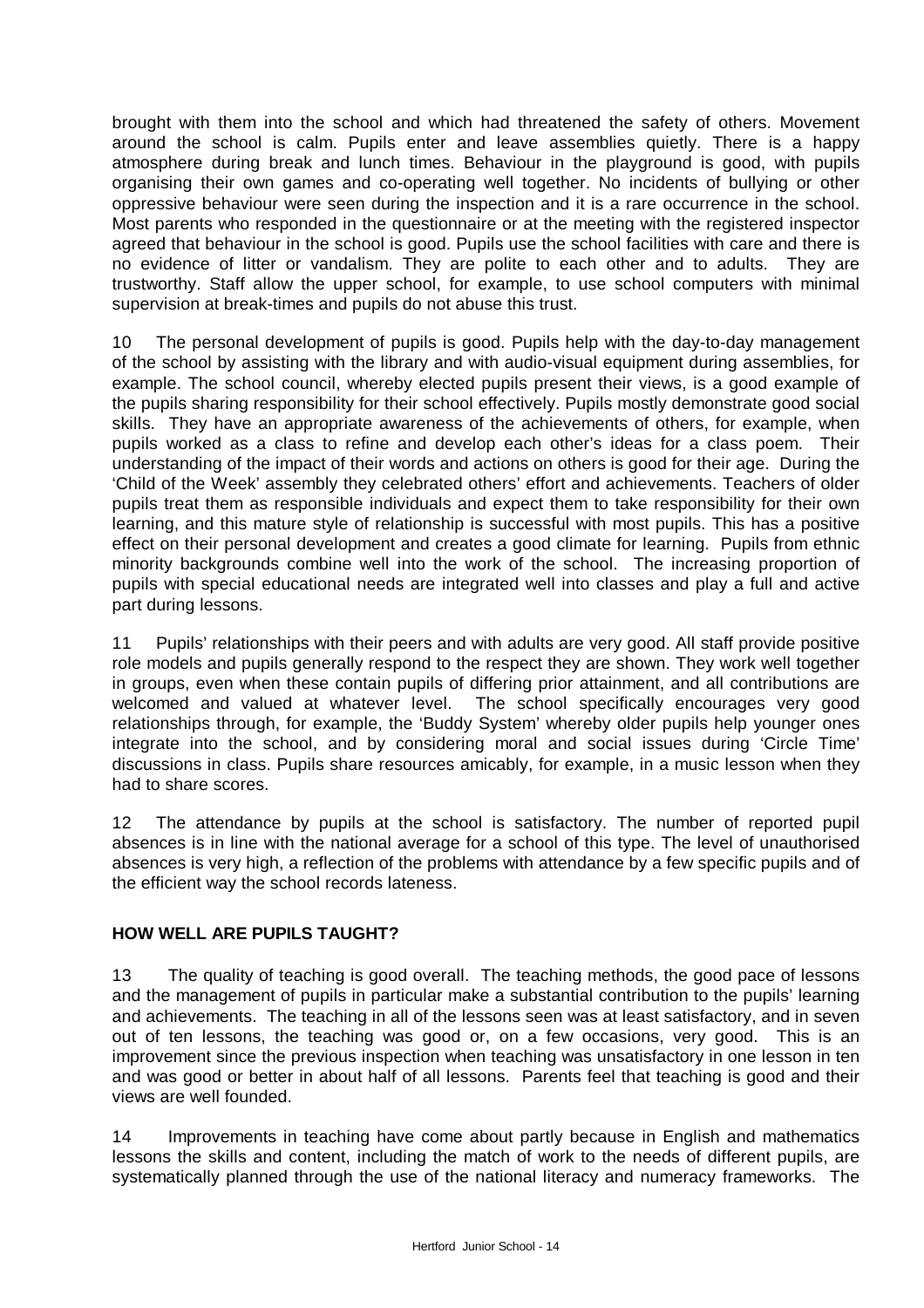brought with them into the school and which had threatened the safety of others. Movement around the school is calm. Pupils enter and leave assemblies quietly. There is a happy atmosphere during break and lunch times. Behaviour in the playground is good, with pupils organising their own games and co-operating well together. No incidents of bullying or other oppressive behaviour were seen during the inspection and it is a rare occurrence in the school. Most parents who responded in the questionnaire or at the meeting with the registered inspector agreed that behaviour in the school is good. Pupils use the school facilities with care and there is no evidence of litter or vandalism. They are polite to each other and to adults. They are trustworthy. Staff allow the upper school, for example, to use school computers with minimal supervision at break-times and pupils do not abuse this trust.

10 The personal development of pupils is good. Pupils help with the day-to-day management of the school by assisting with the library and with audio-visual equipment during assemblies, for example. The school council, whereby elected pupils present their views, is a good example of the pupils sharing responsibility for their school effectively. Pupils mostly demonstrate good social skills. They have an appropriate awareness of the achievements of others, for example, when pupils worked as a class to refine and develop each other's ideas for a class poem. Their understanding of the impact of their words and actions on others is good for their age. During the 'Child of the Week' assembly they celebrated others' effort and achievements. Teachers of older pupils treat them as responsible individuals and expect them to take responsibility for their own learning, and this mature style of relationship is successful with most pupils. This has a positive effect on their personal development and creates a good climate for learning. Pupils from ethnic minority backgrounds combine well into the work of the school. The increasing proportion of pupils with special educational needs are integrated well into classes and play a full and active part during lessons.

11 Pupils' relationships with their peers and with adults are very good. All staff provide positive role models and pupils generally respond to the respect they are shown. They work well together in groups, even when these contain pupils of differing prior attainment, and all contributions are welcomed and valued at whatever level. The school specifically encourages very good relationships through, for example, the 'Buddy System' whereby older pupils help younger ones integrate into the school, and by considering moral and social issues during 'Circle Time' discussions in class. Pupils share resources amicably, for example, in a music lesson when they had to share scores.

12 The attendance by pupils at the school is satisfactory. The number of reported pupil absences is in line with the national average for a school of this type. The level of unauthorised absences is very high, a reflection of the problems with attendance by a few specific pupils and of the efficient way the school records lateness.

## HOW WELL ARE PUPILS TAUGHT?

13 The quality of teaching is good overall. The teaching methods, the good pace of lessons and the management of pupils in particular make a substantial contribution to the pupils' learning and achievements. The teaching in all of the lessons seen was at least satisfactory, and in seven out of ten lessons, the teaching was good or, on a few occasions, very good. This is an improvement since the previous inspection when teaching was unsatisfactory in one lesson in ten and was good or better in about half of all lessons. Parents feel that teaching is good and their views are well founded.

14 Improvements in teaching have come about partly because in English and mathematics lessons the skills and content, including the match of work to the needs of different pupils, are systematically planned through the use of the national literacy and numeracy frameworks. The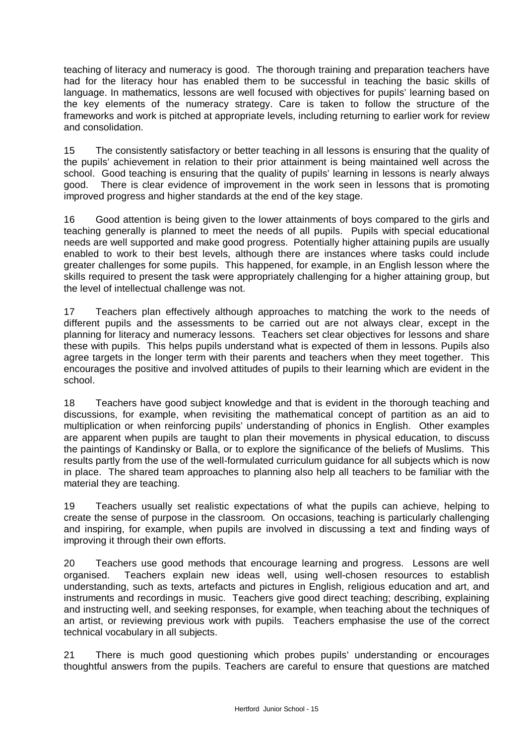teaching of literacy and numeracy is good. The thorough training and preparation teachers have had for the literacy hour has enabled them to be successful in teaching the basic skills of language. In mathematics, lessons are well focused with objectives for pupils' learning based on the key elements of the numeracy strategy. Care is taken to follow the structure of the frameworks and work is pitched at appropriate levels, including returning to earlier work for review and consolidation.

15 The consistently satisfactory or better teaching in all lessons is ensuring that the quality of the pupils' achievement in relation to their prior attainment is being maintained well across the school. Good teaching is ensuring that the quality of pupils' learning in lessons is nearly always good. There is clear evidence of improvement in the work seen in lessons that is promoting improved progress and higher standards at the end of the key stage.

16 Good attention is being given to the lower attainments of boys compared to the girls and teaching generally is planned to meet the needs of all pupils. Pupils with special educational needs are well supported and make good progress. Potentially higher attaining pupils are usually enabled to work to their best levels, although there are instances where tasks could include greater challenges for some pupils. This happened, for example, in an English lesson where the skills required to present the task were appropriately challenging for a higher attaining group, but the level of intellectual challenge was not.

17 Teachers plan effectively although approaches to matching the work to the needs of different pupils and the assessments to be carried out are not always clear, except in the planning for literacy and numeracy lessons. Teachers set clear objectives for lessons and share these with pupils. This helps pupils understand what is expected of them in lessons. Pupils also agree targets in the longer term with their parents and teachers when they meet together. This encourages the positive and involved attitudes of pupils to their learning which are evident in the school.

18 Teachers have good subject knowledge and that is evident in the thorough teaching and discussions, for example, when revisiting the mathematical concept of partition as an aid to multiplication or when reinforcing pupils' understanding of phonics in English. Other examples are apparent when pupils are taught to plan their movements in physical education, to discuss the paintings of Kandinsky or Balla, or to explore the significance of the beliefs of Muslims. This results partly from the use of the well-formulated curriculum guidance for all subjects which is now in place. The shared team approaches to planning also help all teachers to be familiar with the material they are teaching.

19 Teachers usually set realistic expectations of what the pupils can achieve, helping to create the sense of purpose in the classroom. On occasions, teaching is particularly challenging and inspiring, for example, when pupils are involved in discussing a text and finding ways of improving it through their own efforts.

20 Teachers use good methods that encourage learning and progress. Lessons are well organised. Teachers explain new ideas well, using well-chosen resources to establish understanding, such as texts, artefacts and pictures in English, religious education and art, and instruments and recordings in music. Teachers give good direct teaching; describing, explaining and instructing well, and seeking responses, for example, when teaching about the techniques of an artist, or reviewing previous work with pupils. Teachers emphasise the use of the correct technical vocabulary in all subjects.

21 There is much good questioning which probes pupils' understanding or encourages thoughtful answers from the pupils. Teachers are careful to ensure that questions are matched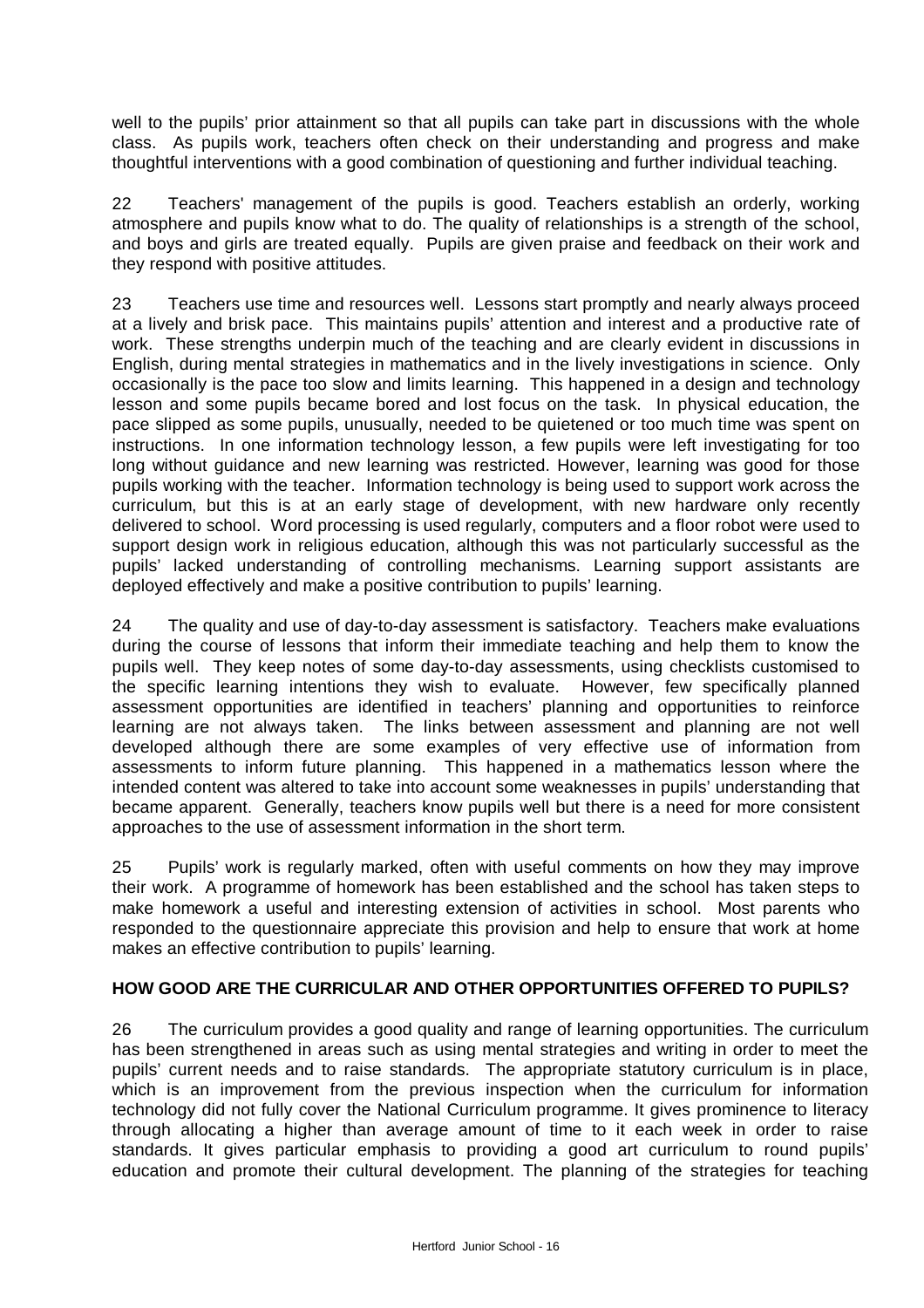well to the pupils' prior attainment so that all pupils can take part in discussions with the whole class. As pupils work, teachers often check on their understanding and progress and make thoughtful interventions with a good combination of questioning and further individual teaching.

22 Teachers' management of the pupils is good. Teachers establish an orderly, working atmosphere and pupils know what to do. The quality of relationships is a strength of the school, and boys and girls are treated equally. Pupils are given praise and feedback on their work and they respond with positive attitudes.

23 Teachers use time and resources well. Lessons start promptly and nearly always proceed at a lively and brisk pace. This maintains pupils' attention and interest and a productive rate of work. These strengths underpin much of the teaching and are clearly evident in discussions in English, during mental strategies in mathematics and in the lively investigations in science. Only occasionally is the pace too slow and limits learning. This happened in a design and technology lesson and some pupils became bored and lost focus on the task. In physical education, the pace slipped as some pupils, unusually, needed to be quietened or too much time was spent on instructions. In one information technology lesson, a few pupils were left investigating for too long without guidance and new learning was restricted. However, learning was good for those pupils working with the teacher. Information technology is being used to support work across the curriculum, but this is at an early stage of development, with new hardware only recently delivered to school. Word processing is used regularly, computers and a floor robot were used to support design work in religious education, although this was not particularly successful as the pupils' lacked understanding of controlling mechanisms. Learning support assistants are deployed effectively and make a positive contribution to pupils' learning.

24 The quality and use of day-to-day assessment is satisfactory. Teachers make evaluations during the course of lessons that inform their immediate teaching and help them to know the pupils well. They keep notes of some day-to-day assessments, using checklists customised to the specific learning intentions they wish to evaluate. However, few specifically planned assessment opportunities are identified in teachers' planning and opportunities to reinforce learning are not always taken. The links between assessment and planning are not well developed although there are some examples of very effective use of information from assessments to inform future planning. This happened in a mathematics lesson where the intended content was altered to take into account some weaknesses in pupils' understanding that became apparent. Generally, teachers know pupils well but there is a need for more consistent approaches to the use of assessment information in the short term.

25 Pupils' work is regularly marked, often with useful comments on how they may improve their work. A programme of homework has been established and the school has taken steps to make homework a useful and interesting extension of activities in school. Most parents who responded to the questionnaire appreciate this provision and help to ensure that work at home makes an effective contribution to pupils' learning.

**HOW GOOD ARE THE CURRICULAR AND OTHER OPPORTUNITIES OFFERED TO PUPILS?**

26 The curriculum provides a good quality and range of learning opportunities. The curriculum has been strengthened in areas such as using mental strategies and writing in order to meet the pupils' current needs and to raise standards. The appropriate statutory curriculum is in place, which is an improvement from the previous inspection when the curriculum for information technology did not fully cover the National Curriculum programme. It gives prominence to literacy through allocating a higher than average amount of time to it each week in order to raise standards. It gives particular emphasis to providing a good art curriculum to round pupils' education and promote their cultural development. The planning of the strategies for teaching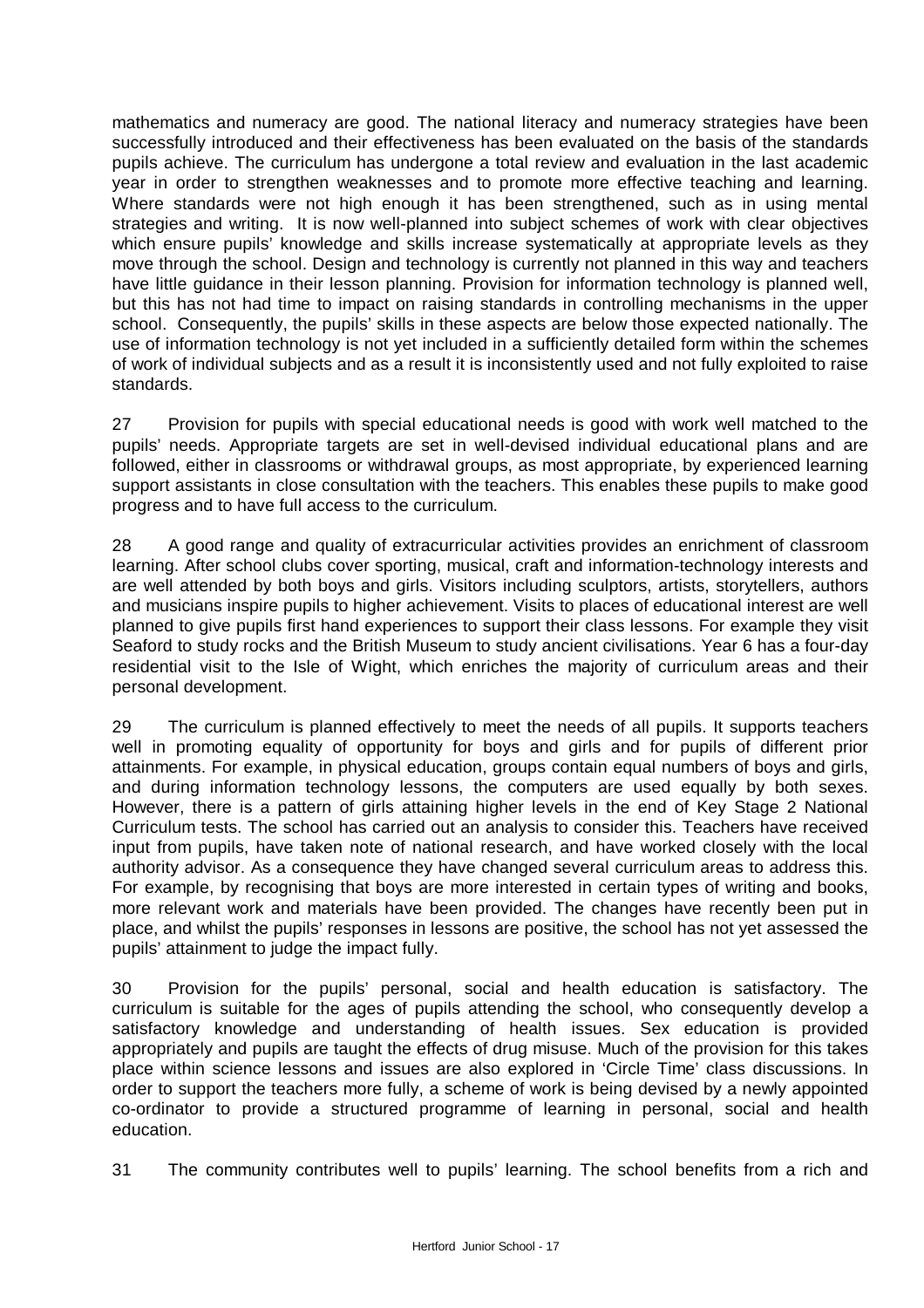mathematics and numeracy are good. The national literacy and numeracy strategies have been successfully introduced and their effectiveness has been evaluated on the basis of the standards pupils achieve. The curriculum has undergone a total review and evaluation in the last academic year in order to strengthen weaknesses and to promote more effective teaching and learning. Where standards were not high enough it has been strengthened, such as in using mental strategies and writing. It is now well-planned into subject schemes of work with clear objectives which ensure pupils' knowledge and skills increase systematically at appropriate levels as they move through the school. Design and technology is currently not planned in this way and teachers have little guidance in their lesson planning. Provision for information technology is planned well, but this has not had time to impact on raising standards in controlling mechanisms in the upper school. Consequently, the pupils' skills in these aspects are below those expected nationally. The use of information technology is not yet included in a sufficiently detailed form within the schemes of work of individual subjects and as a result it is inconsistently used and not fully exploited to raise standards.

27 Provision for pupils with special educational needs is good with work well matched to the pupils' needs. Appropriate targets are set in well-devised individual educational plans and are followed, either in classrooms or withdrawal groups, as most appropriate, by experienced learning support assistants in close consultation with the teachers. This enables these pupils to make good progress and to have full access to the curriculum.

28 A good range and quality of extracurricular activities provides an enrichment of classroom learning. After school clubs cover sporting, musical, craft and information-technology interests and are well attended by both boys and girls. Visitors including sculptors, artists, storytellers, authors and musicians inspire pupils to higher achievement. Visits to places of educational interest are well planned to give pupils first hand experiences to support their class lessons. For example they visit Seaford to study rocks and the British Museum to study ancient civilisations. Year 6 has a four-day residential visit to the Isle of Wight, which enriches the majority of curriculum areas and their personal development.

29 The curriculum is planned effectively to meet the needs of all pupils. It supports teachers well in promoting equality of opportunity for boys and girls and for pupils of different prior attainments. For example, in physical education, groups contain equal numbers of boys and girls, and during information technology lessons, the computers are used equally by both sexes. However, there is a pattern of girls attaining higher levels in the end of Key Stage 2 National Curriculum tests. The school has carried out an analysis to consider this. Teachers have received input from pupils, have taken note of national research, and have worked closely with the local authority advisor. As a consequence they have changed several curriculum areas to address this. For example, by recognising that boys are more interested in certain types of writing and books, more relevant work and materials have been provided. The changes have recently been put in place, and whilst the pupils' responses in lessons are positive, the school has not yet assessed the pupils' attainment to judge the impact fully.

30 Provision for the pupils' personal, social and health education is satisfactory. The curriculum is suitable for the ages of pupils attending the school, who consequently develop a satisfactory knowledge and understanding of health issues. Sex education is provided appropriately and pupils are taught the effects of drug misuse. Much of the provision for this takes place within science lessons and issues are also explored in 'Circle Time' class discussions. In order to support the teachers more fully, a scheme of work is being devised by a newly appointed co-ordinator to provide a structured programme of learning in personal, social and health education.

31 The community contributes well to pupils' learning. The school benefits from a rich and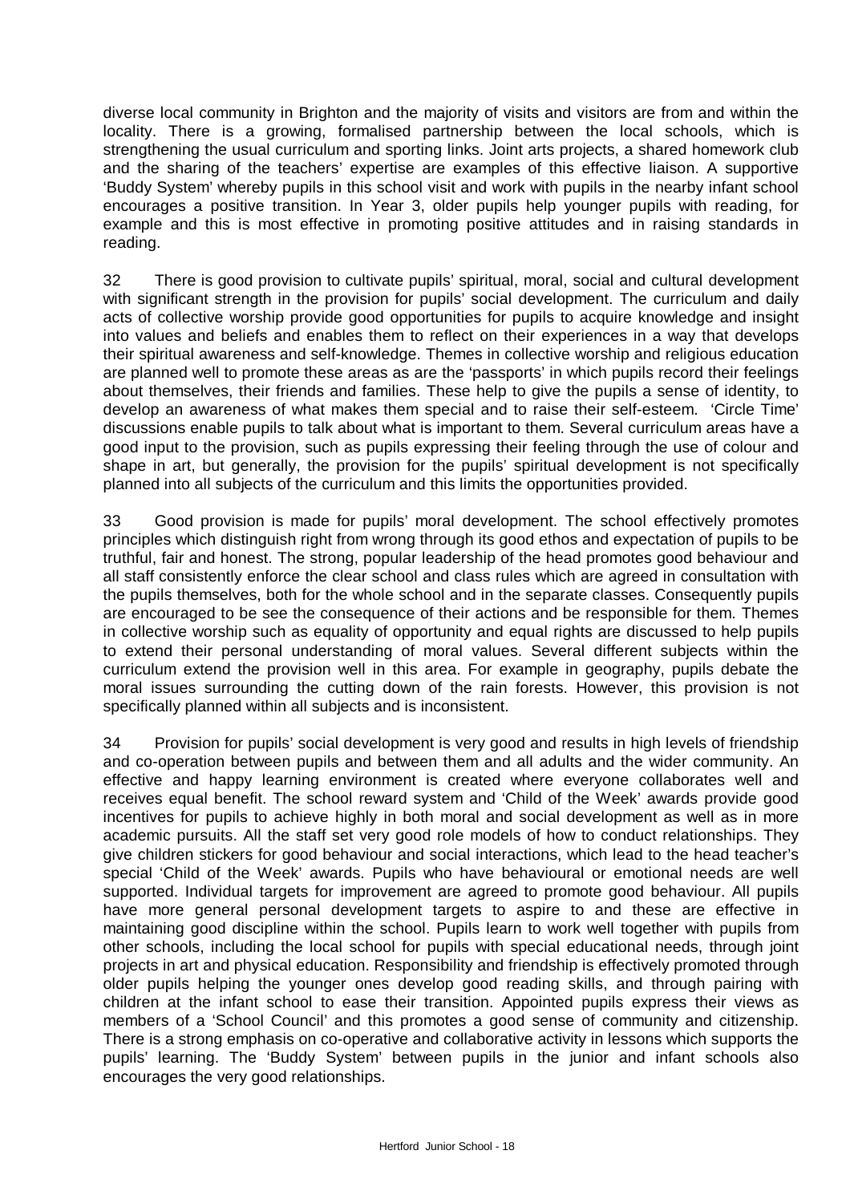diverse local community in Brighton and the majority of visits and visitors are from and within the locality. There is a growing, formalised partnership between the local schools, which is strengthening the usual curriculum and sporting links. Joint arts projects, a shared homework club and the sharing of the teachers' expertise are examples of this effective liaison. A supportive 'Buddy System' whereby pupils in this school visit and work with pupils in the nearby infant school encourages a positive transition. In Year 3, older pupils help younger pupils with reading, for example and this is most effective in promoting positive attitudes and in raising standards in reading.

32 There is good provision to cultivate pupils' spiritual, moral, social and cultural development with significant strength in the provision for pupils' social development. The curriculum and daily acts of collective worship provide good opportunities for pupils to acquire knowledge and insight into values and beliefs and enables them to reflect on their experiences in a way that develops their spiritual awareness and self-knowledge. Themes in collective worship and religious education are planned well to promote these areas as are the 'passports' in which pupils record their feelings about themselves, their friends and families. These help to give the pupils a sense of identity, to develop an awareness of what makes them special and to raise their self-esteem. 'Circle Time' discussions enable pupils to talk about what is important to them. Several curriculum areas have a good input to the provision, such as pupils expressing their feeling through the use of colour and shape in art, but generally, the provision for the pupils' spiritual development is not specifically planned into all subjects of the curriculum and this limits the opportunities provided.

33 Good provision is made for pupils' moral development. The school effectively promotes principles which distinguish right from wrong through its good ethos and expectation of pupils to be truthful, fair and honest. The strong, popular leadership of the head promotes good behaviour and all staff consistently enforce the clear school and class rules which are agreed in consultation with the pupils themselves, both for the whole school and in the separate classes. Consequently pupils are encouraged to be see the consequence of their actions and be responsible for them. Themes in collective worship such as equality of opportunity and equal rights are discussed to help pupils to extend their personal understanding of moral values. Several different subjects within the curriculum extend the provision well in this area. For example in geography, pupils debate the moral issues surrounding the cutting down of the rain forests. However, this provision is not specifically planned within all subjects and is inconsistent.

34 Provision for pupils' social development is very good and results in high levels of friendship and co-operation between pupils and between them and all adults and the wider community. An effective and happy learning environment is created where everyone collaborates well and receives equal benefit. The school reward system and 'Child of the Week' awards provide good incentives for pupils to achieve highly in both moral and social development as well as in more academic pursuits. All the staff set very good role models of how to conduct relationships. They give children stickers for good behaviour and social interactions, which lead to the head teacher's special 'Child of the Week' awards. Pupils who have behavioural or emotional needs are well supported. Individual targets for improvement are agreed to promote good behaviour. All pupils have more general personal development targets to aspire to and these are effective in maintaining good discipline within the school. Pupils learn to work well together with pupils from other schools, including the local school for pupils with special educational needs, through joint projects in art and physical education. Responsibility and friendship is effectively promoted through older pupils helping the younger ones develop good reading skills, and through pairing with children at the infant school to ease their transition. Appointed pupils express their views as members of a 'School Council' and this promotes a good sense of community and citizenship. There is a strong emphasis on co-operative and collaborative activity in lessons which supports the pupils' learning. The 'Buddy System' between pupils in the junior and infant schools also encourages the very good relationships.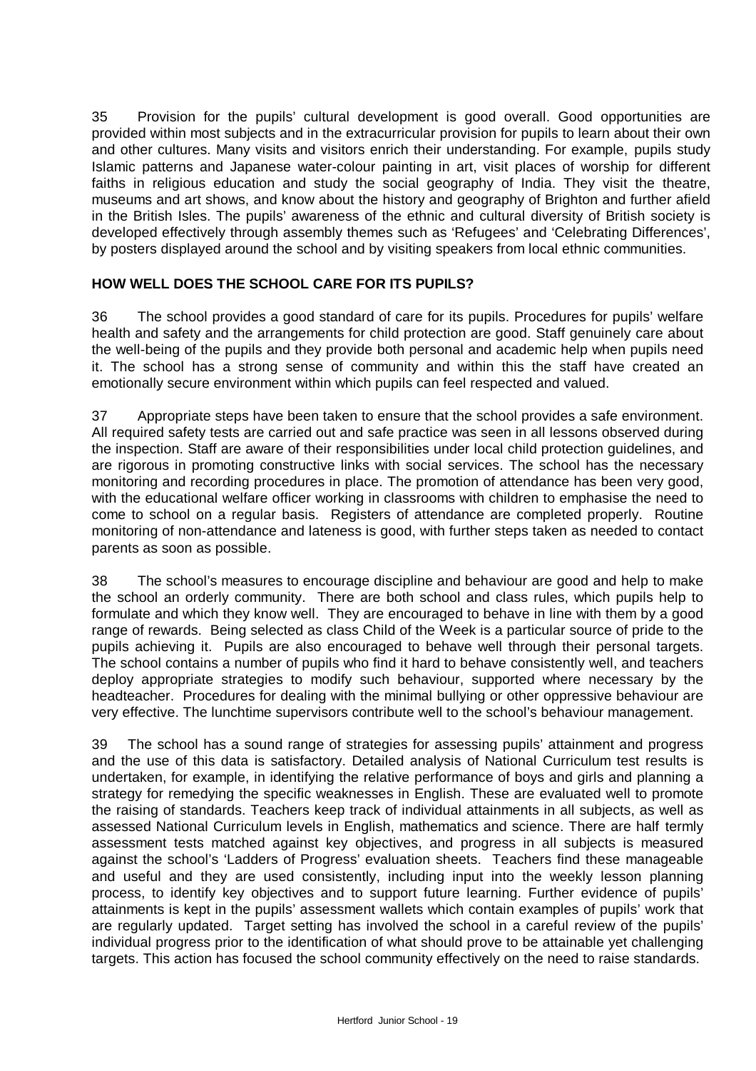35 Provision for the pupils' cultural development is good overall. Good opportunities are provided within most subjects and in the extracurricular provision for pupils to learn about their own and other cultures. Many visits and visitors enrich their understanding. For example, pupils study Islamic patterns and Japanese water-colour painting in art, visit places of worship for different faiths in religious education and study the social geography of India. They visit the theatre, museums and art shows, and know about the history and geography of Brighton and further afield in the British Isles. The pupils' awareness of the ethnic and cultural diversity of British society is developed effectively through assembly themes such as 'Refugees' and 'Celebrating Differences', by posters displayed around the school and by visiting speakers from local ethnic communities.

## HOW WELL DOES THE SCHOOL CARE FOR ITS PUPILS?

36 The school provides a good standard of care for its pupils. Procedures for pupils' welfare health and safety and the arrangements for child protection are good. Staff genuinely care about the well-being of the pupils and they provide both personal and academic help when pupils need it. The school has a strong sense of community and within this the staff have created an emotionally secure environment within which pupils can feel respected and valued.

37 Appropriate steps have been taken to ensure that the school provides a safe environment. All required safety tests are carried out and safe practice was seen in all lessons observed during the inspection. Staff are aware of their responsibilities under local child protection guidelines, and are rigorous in promoting constructive links with social services. The school has the necessary monitoring and recording procedures in place. The promotion of attendance has been very good, with the educational welfare officer working in classrooms with children to emphasise the need to come to school on a regular basis. Registers of attendance are completed properly. Routine monitoring of non-attendance and lateness is good, with further steps taken as needed to contact parents as soon as possible.

38 The school's measures to encourage discipline and behaviour are good and help to make the school an orderly community. There are both school and class rules, which pupils help to formulate and which they know well. They are encouraged to behave in line with them by a good range of rewards. Being selected as class Child of the Week is a particular source of pride to the pupils achieving it. Pupils are also encouraged to behave well through their personal targets. The school contains a number of pupils who find it hard to behave consistently well, and teachers deploy appropriate strategies to modify such behaviour, supported where necessary by the headteacher. Procedures for dealing with the minimal bullying or other oppressive behaviour are very effective. The lunchtime supervisors contribute well to the school's behaviour management.

39 The school has a sound range of strategies for assessing pupils' attainment and progress and the use of this data is satisfactory. Detailed analysis of National Curriculum test results is undertaken, for example, in identifying the relative performance of boys and girls and planning a strategy for remedying the specific weaknesses in English. These are evaluated well to promote the raising of standards. Teachers keep track of individual attainments in all subjects, as well as assessed National Curriculum levels in English, mathematics and science. There are half termly assessment tests matched against key objectives, and progress in all subjects is measured against the school's 'Ladders of Progress' evaluation sheets. Teachers find these manageable and useful and they are used consistently, including input into the weekly lesson planning process, to identify key objectives and to support future learning. Further evidence of pupils' attainments is kept in the pupils' assessment wallets which contain examples of pupils' work that are regularly updated. Target setting has involved the school in a careful review of the pupils' individual progress prior to the identification of what should prove to be attainable yet challenging targets. This action has focused the school community effectively on the need to raise standards.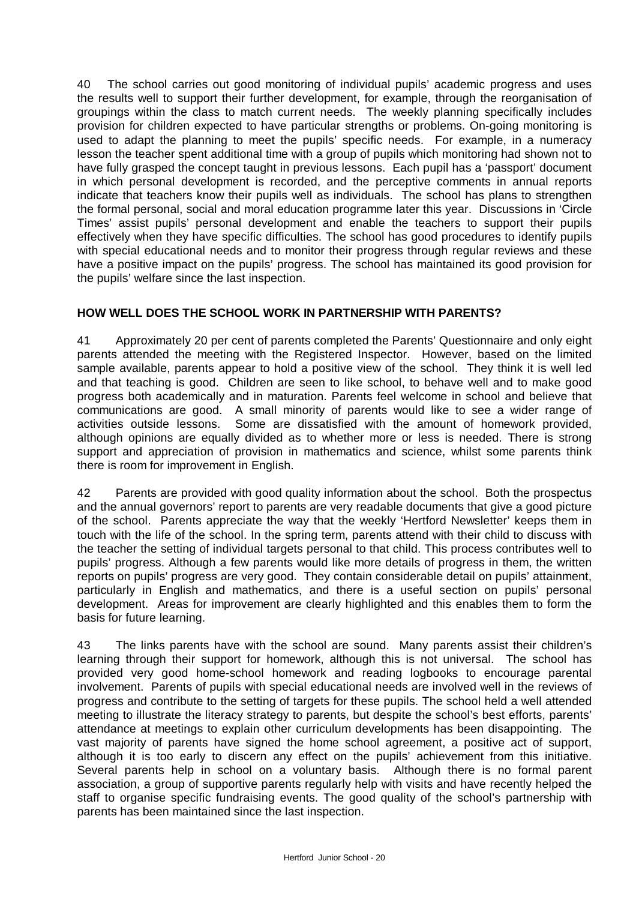40 The school carries out good monitoring of individual pupils' academic progress and uses the results well to support their further development, for example, through the reorganisation of groupings within the class to match current needs. The weekly planning specifically includes provision for children expected to have particular strengths or problems. On-going monitoring is used to adapt the planning to meet the pupils' specific needs. For example, in a numeracy lesson the teacher spent additional time with a group of pupils which monitoring had shown not to have fully grasped the concept taught in previous lessons. Each pupil has a 'passport' document in which personal development is recorded, and the perceptive comments in annual reports indicate that teachers know their pupils well as individuals. The school has plans to strengthen the formal personal, social and moral education programme later this year. Discussions in 'Circle Times' assist pupils' personal development and enable the teachers to support their pupils effectively when they have specific difficulties. The school has good procedures to identify pupils with special educational needs and to monitor their progress through regular reviews and these have a positive impact on the pupils' progress. The school has maintained its good provision for the pupils' welfare since the last inspection.

## HOW WELL DOES THE SCHOOL WORK IN PARTNERSHIP WITH PARENTS?

41 Approximately 20 per cent of parents completed the Parents' Questionnaire and only eight parents attended the meeting with the Registered Inspector. However, based on the limited sample available, parents appear to hold a positive view of the school. They think it is well led and that teaching is good. Children are seen to like school, to behave well and to make good progress both academically and in maturation. Parents feel welcome in school and believe that communications are good. A small minority of parents would like to see a wider range of activities outside lessons. Some are dissatisfied with the amount of homework provided, although opinions are equally divided as to whether more or less is needed. There is strong support and appreciation of provision in mathematics and science, whilst some parents think there is room for improvement in English.

42 Parents are provided with good quality information about the school. Both the prospectus and the annual governors' report to parents are very readable documents that give a good picture of the school. Parents appreciate the way that the weekly 'Hertford Newsletter' keeps them in touch with the life of the school. In the spring term, parents attend with their child to discuss with the teacher the setting of individual targets personal to that child. This process contributes well to pupils' progress. Although a few parents would like more details of progress in them, the written reports on pupils' progress are very good. They contain considerable detail on pupils' attainment, particularly in English and mathematics, and there is a useful section on pupils' personal development. Areas for improvement are clearly highlighted and this enables them to form the basis for future learning.

43 The links parents have with the school are sound. Many parents assist their children's learning through their support for homework, although this is not universal. The school has provided very good home-school homework and reading logbooks to encourage parental involvement. Parents of pupils with special educational needs are involved well in the reviews of progress and contribute to the setting of targets for these pupils. The school held a well attended meeting to illustrate the literacy strategy to parents, but despite the school's best efforts, parents' attendance at meetings to explain other curriculum developments has been disappointing. The vast majority of parents have signed the home school agreement, a positive act of support, although it is too early to discern any effect on the pupils' achievement from this initiative. Several parents help in school on a voluntary basis. Although there is no formal parent association, a group of supportive parents regularly help with visits and have recently helped the staff to organise specific fundraising events. The good quality of the school's partnership with parents has been maintained since the last inspection.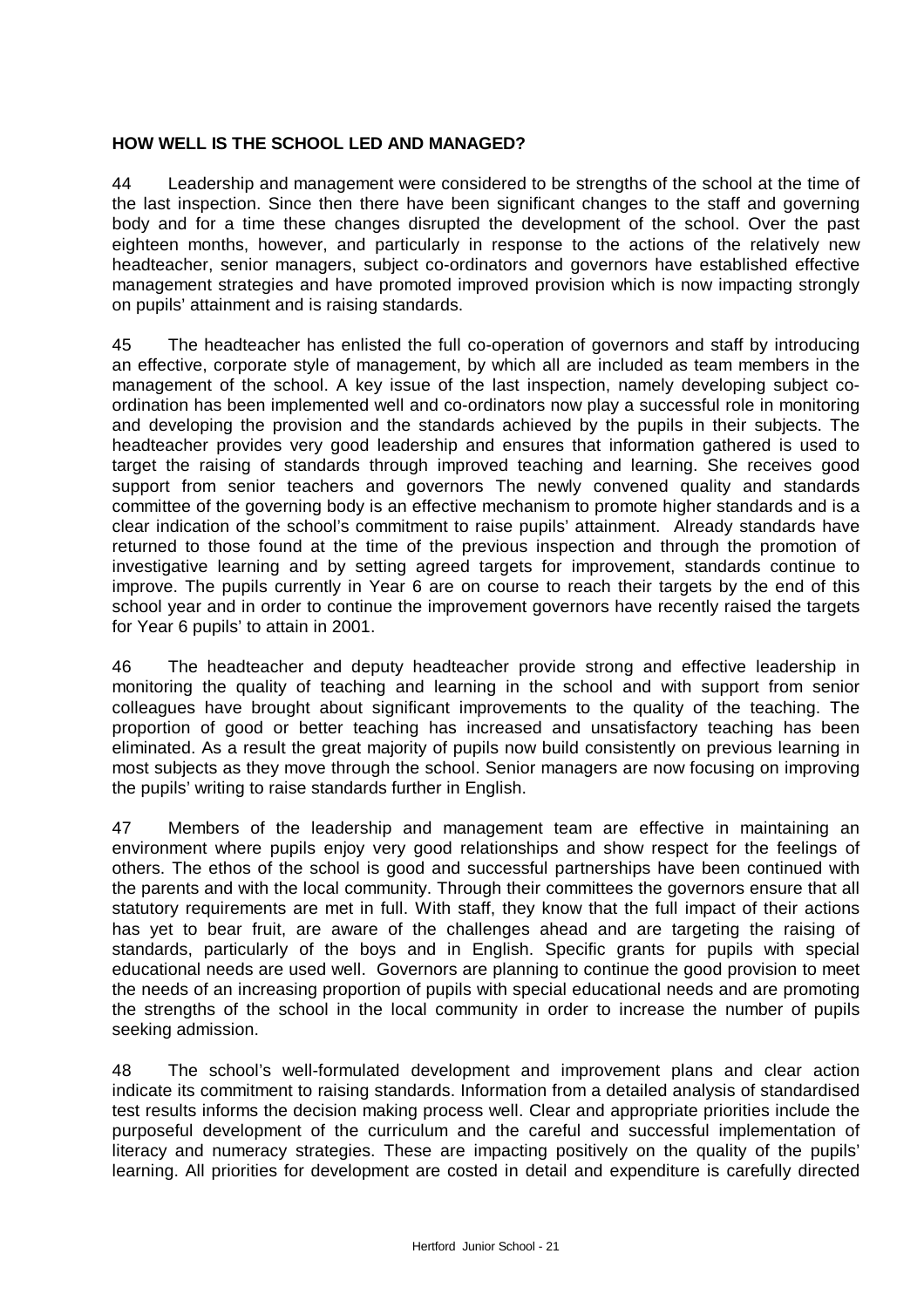**HOW WELL IS THE SCHOOL LED AND MANAGED?**

44 Leadership and management were considered to be strengths of the school at the time of the last inspection. Since then there have been significant changes to the staff and governing body and for a time these changes disrupted the development of the school. Over the past eighteen months, however, and particularly in response to the actions of the relatively new headteacher, senior managers, subject co-ordinators and governors have established effective management strategies and have promoted improved provision which is now impacting strongly on pupils' attainment and is raising standards.

45 The headteacher has enlisted the full co-operation of governors and staff by introducing an effective, corporate style of management, by which all are included as team members in the management of the school. A key issue of the last inspection, namely developing subject co-ordination has been implemented well and co-ordinators now play a successful role in monitoring and developing the provision and the standards achieved by the pupils in their subjects. The headteacher provides very good leadership and ensures that information gathered is used to target the raising of standards through improved teaching and learning. She receives good support from senior teachers and governors The newly convened quality and standards committee of the governing body is an effective mechanism to promote higher standards and is a clear indication of the school's commitment to raise pupils' attainment. Already standards have returned to those found at the time of the previous inspection and through the promotion of investigative learning and by setting agreed targets for improvement, standards continue to improve. The pupils currently in Year 6 are on course to reach their targets by the end of this school year and in order to continue the improvement governors have recently raised the targets for Year 6 pupils' to attain in 2001.

46 The headteacher and deputy headteacher provide strong and effective leadership in monitoring the quality of teaching and learning in the school and with support from senior colleagues have brought about significant improvements to the quality of the teaching. The proportion of good or better teaching has increased and unsatisfactory teaching has been eliminated. As a result the great majority of pupils now build consistently on previous learning in most subjects as they move through the school. Senior managers are now focusing on improving the pupils' writing to raise standards further in English.

47 Members of the leadership and management team are effective in maintaining an environment where pupils enjoy very good relationships and show respect for the feelings of others. The ethos of the school is good and successful partnerships have been continued with the parents and with the local community. Through their committees the governors ensure that all statutory requirements are met in full. With staff, they know that the full impact of their actions has yet to bear fruit, are aware of the challenges ahead and are targeting the raising of standards, particularly of the boys and in English. Specific grants for pupils with special educational needs are used well. Governors are planning to continue the good provision to meet the needs of an increasing proportion of pupils with special educational needs and are promoting the strengths of the school in the local community in order to increase the number of pupils seeking admission.

48 The school's well-formulated development and improvement plans and clear action indicate its commitment to raising standards. Information from a detailed analysis of standardised test results informs the decision making process well. Clear and appropriate priorities include the purposeful development of the curriculum and the careful and successful implementation of literacy and numeracy strategies. These are impacting positively on the quality of the pupils' learning. All priorities for development are costed in detail and expenditure is carefully directed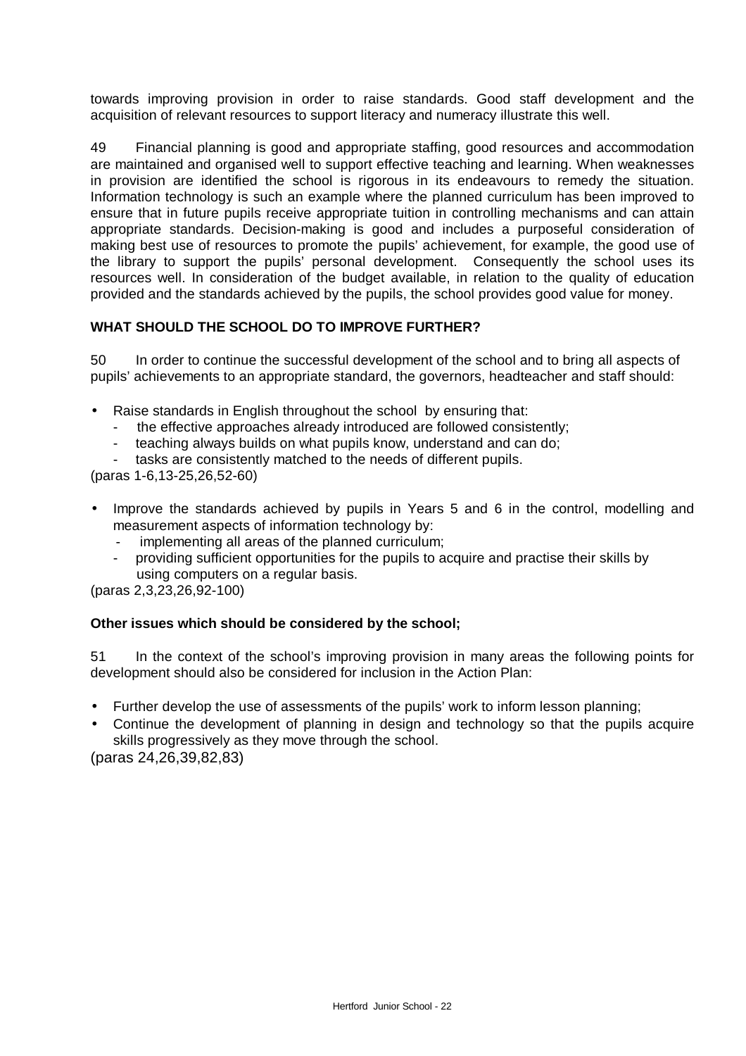towards improving provision in order to raise standards. Good staff development and the acquisition of relevant resources to support literacy and numeracy illustrate this well.

49 Financial planning is good and appropriate staffing, good resources and accommodation are maintained and organised well to support effective teaching and learning. When weaknesses in provision are identified the school is rigorous in its endeavours to remedy the situation. Information technology is such an example where the planned curriculum has been improved to ensure that in future pupils receive appropriate tuition in controlling mechanisms and can attain appropriate standards. Decision-making is good and includes a purposeful consideration of making best use of resources to promote the pupils' achievement, for example, the good use of the library to support the pupils' personal development. Consequently the school uses its resources well. In consideration of the budget available, in relation to the quality of education provided and the standards achieved by the pupils, the school provides good value for money.

**WHAT SHOULD THE SCHOOL DO TO IMPROVE FURTHER?**

50 In order to continue the successful development of the school and to bring all aspects of pupils' achievements to an appropriate standard, the governors, headteacher and staff should:

- Raise standards in English throughout the school by ensuring that:
  - the effective approaches already introduced are followed consistently;
  - teaching always builds on what pupils know, understand and can do;
  - tasks are consistently matched to the needs of different pupils.

(paras 1-6,13-25,26,52-60)

- Improve the standards achieved by pupils in Years 5 and 6 in the control, modelling and measurement aspects of information technology by:
  - implementing all areas of the planned curriculum;
  - providing sufficient opportunities for the pupils to acquire and practise their skills by using computers on a regular basis.

(paras 2,3,23,26,92-100)

**Other issues which should be considered by the school;**

51 In the context of the school's improving provision in many areas the following points for development should also be considered for inclusion in the Action Plan:

- Further develop the use of assessments of the pupils' work to inform lesson planning;
- Continue the development of planning in design and technology so that the pupils acquire skills progressively as they move through the school.

(paras 24,26,39,82,83)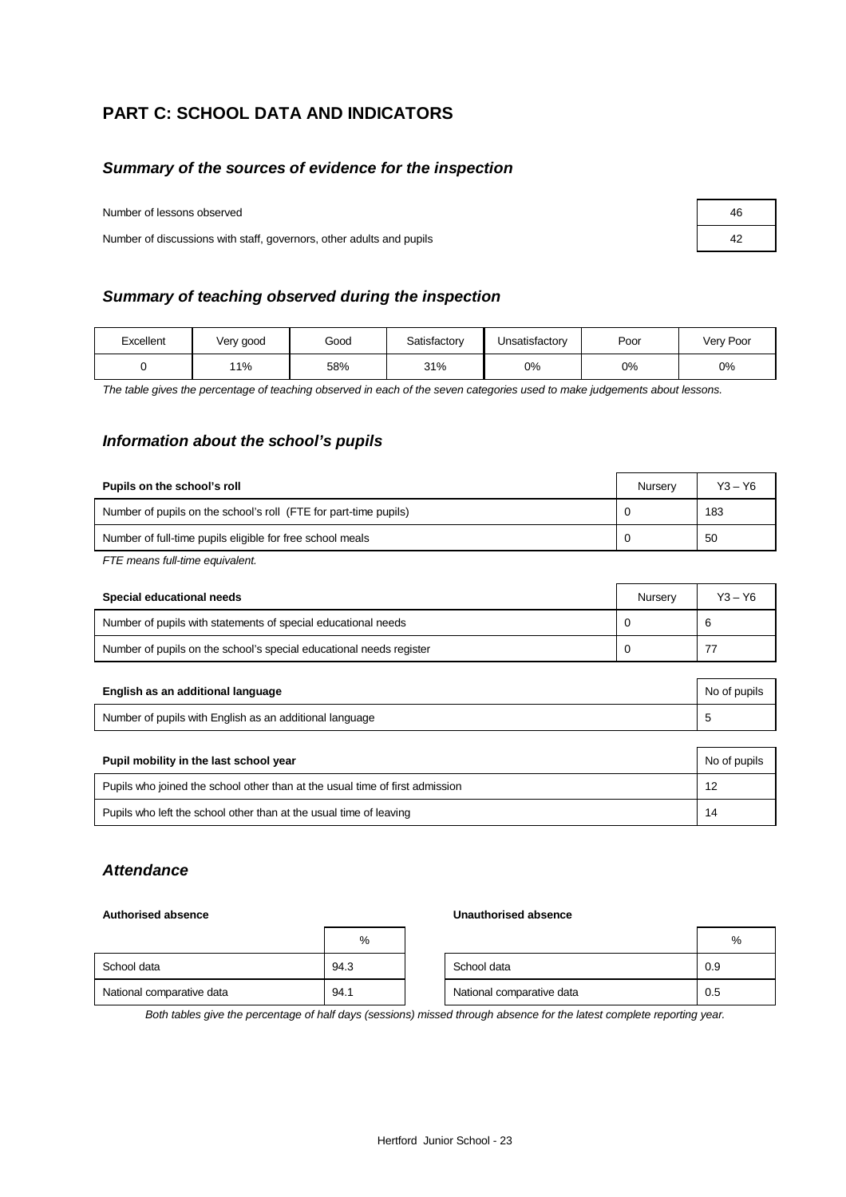# PART C: SCHOOL DATA AND INDICATORS

## *Summary of the sources of evidence for the inspection*

| | |
|---|---|
| Number of lessons observed | 46 |
| Number of discussions with staff, governors, other adults and pupils | 42 |

## *Summary of teaching observed during the inspection*

| Excellent | Very good | Good | Satisfactory | Unsatisfactory | Poor | Very Poor |
|---|---|---|---|---|---|---|
| 0 | 11% | 58% | 31% | 0% | 0% | 0% |

*The table gives the percentage of teaching observed in each of the seven categories used to make judgements about lessons.*

## *Information about the school's pupils*

| Pupils on the school's roll | Nursery | Y3 – Y6 |
|---|---|---|
| Number of pupils on the school's roll (FTE for part-time pupils) | 0 | 183 |
| Number of full-time pupils eligible for free school meals | 0 | 50 |

*FTE means full-time equivalent.*

| Special educational needs | Nursery | Y3 – Y6 |
|---|---|---|
| Number of pupils with statements of special educational needs | 0 | 6 |
| Number of pupils on the school's special educational needs register | 0 | 77 |

| English as an additional language | No of pupils |
|---|---|
| Number of pupils with English as an additional language | 5 |

| Pupil mobility in the last school year | No of pupils |
|---|---|
| Pupils who joined the school other than at the usual time of first admission | 12 |
| Pupils who left the school other than at the usual time of leaving | 14 |

## *Attendance*

**Authorised absence**

| | % |
|---|---|
| School data | 94.3 |
| National comparative data | 94.1 |

**Unauthorised absence**

| | % |
|---|---|
| School data | 0.9 |
| National comparative data | 0.5 |

*Both tables give the percentage of half days (sessions) missed through absence for the latest complete reporting year.*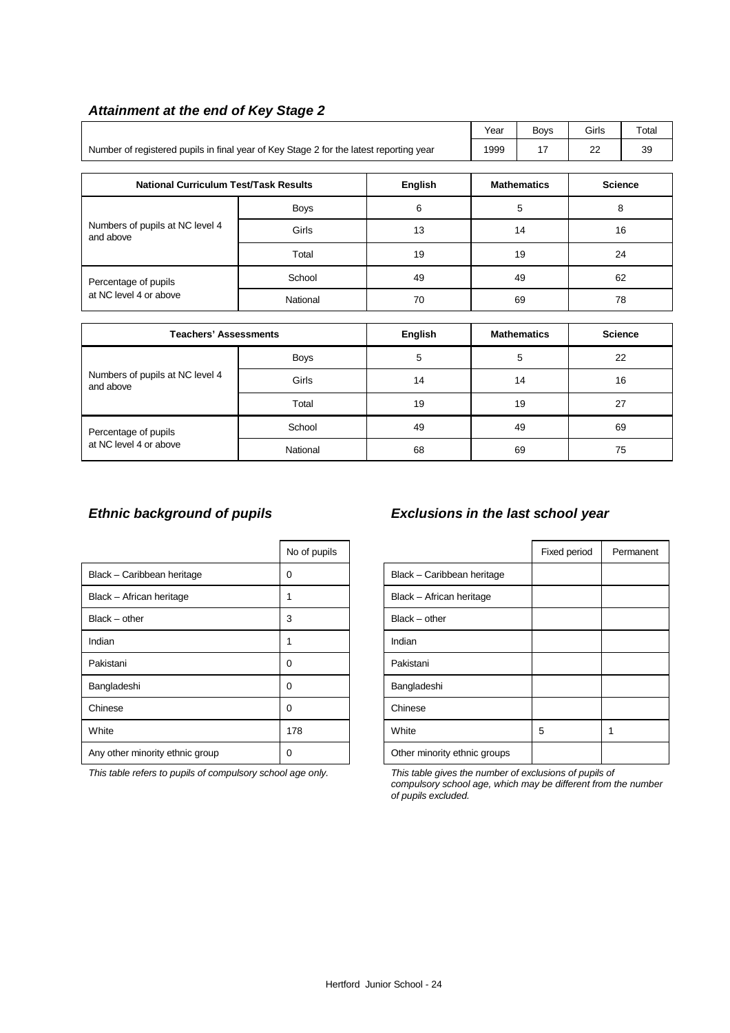### *Attainment at the end of Key Stage 2*

| | Year | Boys | Girls | Total |
|---|---|---|---|---|
| Number of registered pupils in final year of Key Stage 2 for the latest reporting year | 1999 | 17 | 22 | 39 |

| National Curriculum Test/Task Results | | English | Mathematics | Science |
|---|---|---|---|---|
| Numbers of pupils at NC level 4 and above | Boys | 6 | 5 | 8 |
| | Girls | 13 | 14 | 16 |
| | Total | 19 | 19 | 24 |
| Percentage of pupils at NC level 4 or above | School | 49 | 49 | 62 |
| | National | 70 | 69 | 78 |

| Teachers' Assessments | | English | Mathematics | Science |
|---|---|---|---|---|
| Numbers of pupils at NC level 4 and above | Boys | 5 | 5 | 22 |
| | Girls | 14 | 14 | 16 |
| | Total | 19 | 19 | 27 |
| Percentage of pupils at NC level 4 or above | School | 49 | 49 | 69 |
| | National | 68 | 69 | 75 |

### *Ethnic background of pupils*

| | No of pupils |
|---|---|
| Black – Caribbean heritage | 0 |
| Black – African heritage | 1 |
| Black – other | 3 |
| Indian | 1 |
| Pakistani | 0 |
| Bangladeshi | 0 |
| Chinese | 0 |
| White | 178 |
| Any other minority ethnic group | 0 |

*This table refers to pupils of compulsory school age only.*

### *Exclusions in the last school year*

| | Fixed period | Permanent |
|---|---|---|
| Black – Caribbean heritage | | |
| Black – African heritage | | |
| Black – other | | |
| Indian | | |
| Pakistani | | |
| Bangladeshi | | |
| Chinese | | |
| White | 5 | 1 |
| Other minority ethnic groups | | |

*This table gives the number of exclusions of pupils of compulsory school age, which may be different from the number of pupils excluded.*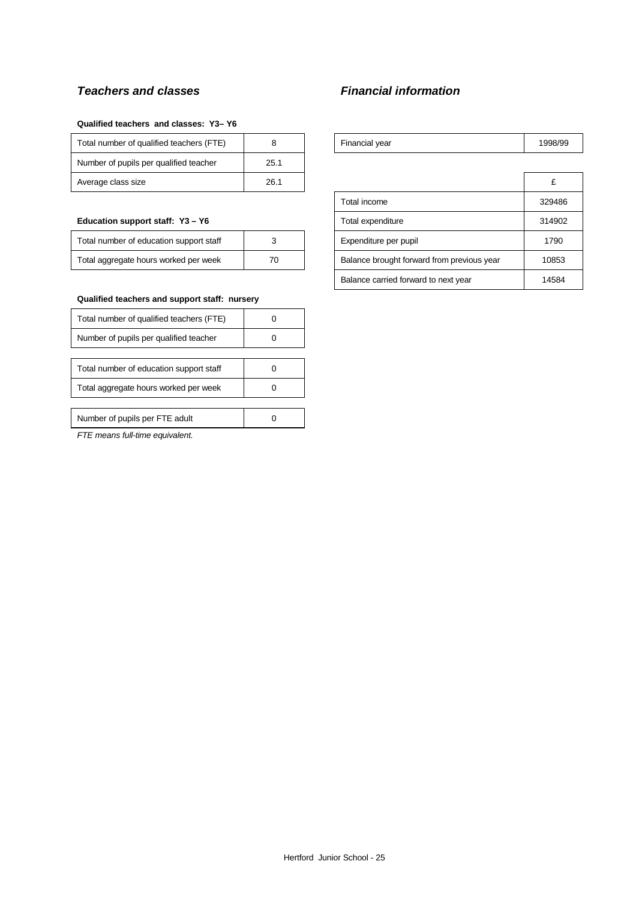## *Teachers and classes*

**Qualified teachers and classes: Y3– Y6**

| | |
|---|---|
| Total number of qualified teachers (FTE) | 8 |
| Number of pupils per qualified teacher | 25.1 |
| Average class size | 26.1 |

**Education support staff: Y3 – Y6**

| | |
|---|---|
| Total number of education support staff | 3 |
| Total aggregate hours worked per week | 70 |

**Qualified teachers and support staff: nursery**

| | |
|---|---|
| Total number of qualified teachers (FTE) | 0 |
| Number of pupils per qualified teacher | 0 |

| | |
|---|---|
| Total number of education support staff | 0 |
| Total aggregate hours worked per week | 0 |

| | |
|---|---|
| Number of pupils per FTE adult | 0 |

*FTE means full-time equivalent.*

## *Financial information*

| | |
|---|---|
| Financial year | 1998/99 |

| | £ |
|---|---|
| Total income | 329486 |
| Total expenditure | 314902 |
| Expenditure per pupil | 1790 |
| Balance brought forward from previous year | 10853 |
| Balance carried forward to next year | 14584 |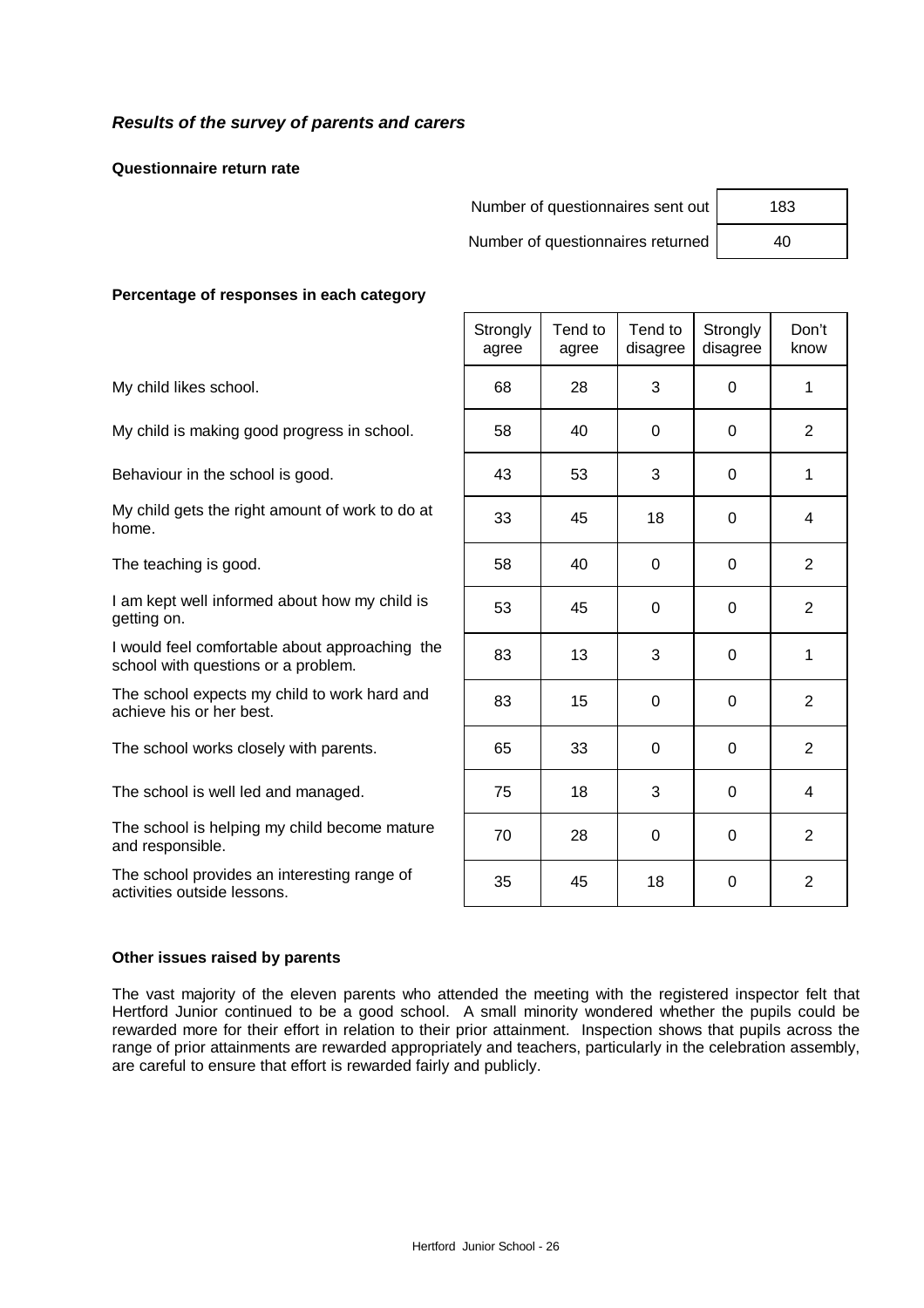### *Results of the survey of parents and carers*

**Questionnaire return rate**

| | |
|---|---|
| Number of questionnaires sent out | 183 |
| Number of questionnaires returned | 40 |

**Percentage of responses in each category**

| | Strongly agree | Tend to agree | Tend to disagree | Strongly disagree | Don't know |
|---|---|---|---|---|---|
| My child likes school. | 68 | 28 | 3 | 0 | 1 |
| My child is making good progress in school. | 58 | 40 | 0 | 0 | 2 |
| Behaviour in the school is good. | 43 | 53 | 3 | 0 | 1 |
| My child gets the right amount of work to do at home. | 33 | 45 | 18 | 0 | 4 |
| The teaching is good. | 58 | 40 | 0 | 0 | 2 |
| I am kept well informed about how my child is getting on. | 53 | 45 | 0 | 0 | 2 |
| I would feel comfortable about approaching the school with questions or a problem. | 83 | 13 | 3 | 0 | 1 |
| The school expects my child to work hard and achieve his or her best. | 83 | 15 | 0 | 0 | 2 |
| The school works closely with parents. | 65 | 33 | 0 | 0 | 2 |
| The school is well led and managed. | 75 | 18 | 3 | 0 | 4 |
| The school is helping my child become mature and responsible. | 70 | 28 | 0 | 0 | 2 |
| The school provides an interesting range of activities outside lessons. | 35 | 45 | 18 | 0 | 2 |

**Other issues raised by parents**

The vast majority of the eleven parents who attended the meeting with the registered inspector felt that Hertford Junior continued to be a good school. A small minority wondered whether the pupils could be rewarded more for their effort in relation to their prior attainment. Inspection shows that pupils across the range of prior attainments are rewarded appropriately and teachers, particularly in the celebration assembly, are careful to ensure that effort is rewarded fairly and publicly.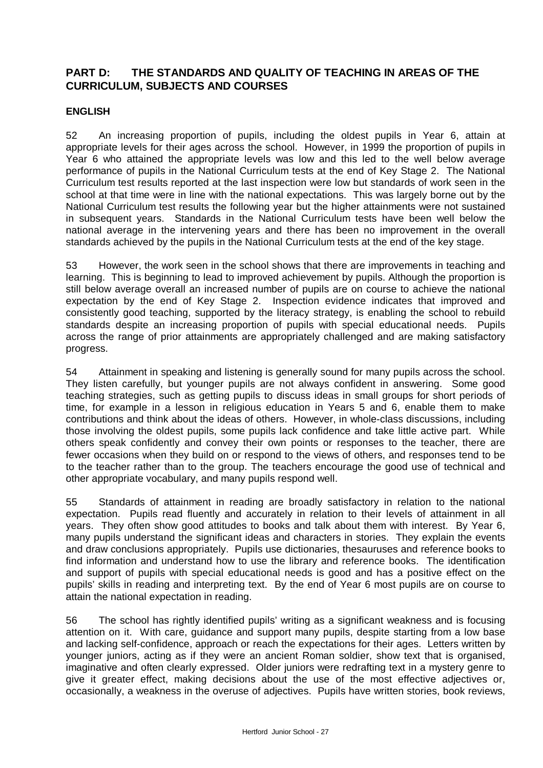## PART D: THE STANDARDS AND QUALITY OF TEACHING IN AREAS OF THE CURRICULUM, SUBJECTS AND COURSES

### ENGLISH

52 An increasing proportion of pupils, including the oldest pupils in Year 6, attain at appropriate levels for their ages across the school. However, in 1999 the proportion of pupils in Year 6 who attained the appropriate levels was low and this led to the well below average performance of pupils in the National Curriculum tests at the end of Key Stage 2. The National Curriculum test results reported at the last inspection were low but standards of work seen in the school at that time were in line with the national expectations. This was largely borne out by the National Curriculum test results the following year but the higher attainments were not sustained in subsequent years. Standards in the National Curriculum tests have been well below the national average in the intervening years and there has been no improvement in the overall standards achieved by the pupils in the National Curriculum tests at the end of the key stage.

53 However, the work seen in the school shows that there are improvements in teaching and learning. This is beginning to lead to improved achievement by pupils. Although the proportion is still below average overall an increased number of pupils are on course to achieve the national expectation by the end of Key Stage 2. Inspection evidence indicates that improved and consistently good teaching, supported by the literacy strategy, is enabling the school to rebuild standards despite an increasing proportion of pupils with special educational needs. Pupils across the range of prior attainments are appropriately challenged and are making satisfactory progress.

54 Attainment in speaking and listening is generally sound for many pupils across the school. They listen carefully, but younger pupils are not always confident in answering. Some good teaching strategies, such as getting pupils to discuss ideas in small groups for short periods of time, for example in a lesson in religious education in Years 5 and 6, enable them to make contributions and think about the ideas of others. However, in whole-class discussions, including those involving the oldest pupils, some pupils lack confidence and take little active part. While others speak confidently and convey their own points or responses to the teacher, there are fewer occasions when they build on or respond to the views of others, and responses tend to be to the teacher rather than to the group. The teachers encourage the good use of technical and other appropriate vocabulary, and many pupils respond well.

55 Standards of attainment in reading are broadly satisfactory in relation to the national expectation. Pupils read fluently and accurately in relation to their levels of attainment in all years. They often show good attitudes to books and talk about them with interest. By Year 6, many pupils understand the significant ideas and characters in stories. They explain the events and draw conclusions appropriately. Pupils use dictionaries, thesauruses and reference books to find information and understand how to use the library and reference books. The identification and support of pupils with special educational needs is good and has a positive effect on the pupils' skills in reading and interpreting text. By the end of Year 6 most pupils are on course to attain the national expectation in reading.

56 The school has rightly identified pupils' writing as a significant weakness and is focusing attention on it. With care, guidance and support many pupils, despite starting from a low base and lacking self-confidence, approach or reach the expectations for their ages. Letters written by younger juniors, acting as if they were an ancient Roman soldier, show text that is organised, imaginative and often clearly expressed. Older juniors were redrafting text in a mystery genre to give it greater effect, making decisions about the use of the most effective adjectives or, occasionally, a weakness in the overuse of adjectives. Pupils have written stories, book reviews,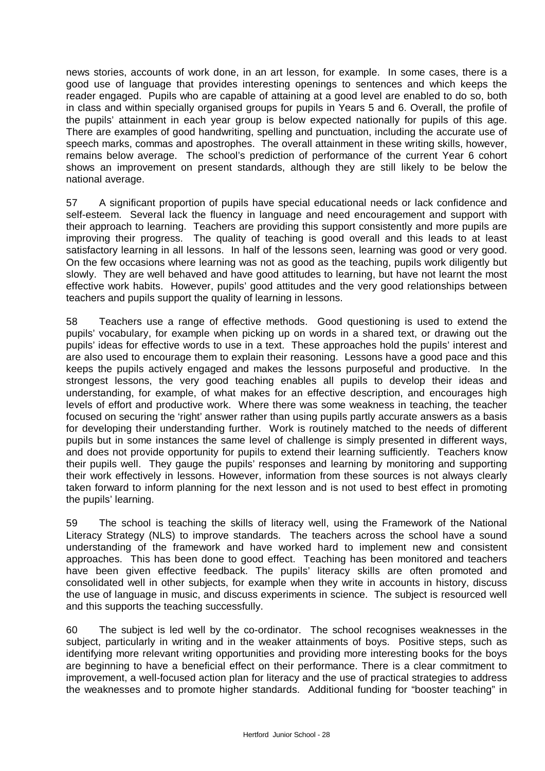news stories, accounts of work done, in an art lesson, for example. In some cases, there is a good use of language that provides interesting openings to sentences and which keeps the reader engaged. Pupils who are capable of attaining at a good level are enabled to do so, both in class and within specially organised groups for pupils in Years 5 and 6. Overall, the profile of the pupils' attainment in each year group is below expected nationally for pupils of this age. There are examples of good handwriting, spelling and punctuation, including the accurate use of speech marks, commas and apostrophes. The overall attainment in these writing skills, however, remains below average. The school's prediction of performance of the current Year 6 cohort shows an improvement on present standards, although they are still likely to be below the national average.

57 A significant proportion of pupils have special educational needs or lack confidence and self-esteem. Several lack the fluency in language and need encouragement and support with their approach to learning. Teachers are providing this support consistently and more pupils are improving their progress. The quality of teaching is good overall and this leads to at least satisfactory learning in all lessons. In half of the lessons seen, learning was good or very good. On the few occasions where learning was not as good as the teaching, pupils work diligently but slowly. They are well behaved and have good attitudes to learning, but have not learnt the most effective work habits. However, pupils' good attitudes and the very good relationships between teachers and pupils support the quality of learning in lessons.

58 Teachers use a range of effective methods. Good questioning is used to extend the pupils' vocabulary, for example when picking up on words in a shared text, or drawing out the pupils' ideas for effective words to use in a text. These approaches hold the pupils' interest and are also used to encourage them to explain their reasoning. Lessons have a good pace and this keeps the pupils actively engaged and makes the lessons purposeful and productive. In the strongest lessons, the very good teaching enables all pupils to develop their ideas and understanding, for example, of what makes for an effective description, and encourages high levels of effort and productive work. Where there was some weakness in teaching, the teacher focused on securing the 'right' answer rather than using pupils partly accurate answers as a basis for developing their understanding further. Work is routinely matched to the needs of different pupils but in some instances the same level of challenge is simply presented in different ways, and does not provide opportunity for pupils to extend their learning sufficiently. Teachers know their pupils well. They gauge the pupils' responses and learning by monitoring and supporting their work effectively in lessons. However, information from these sources is not always clearly taken forward to inform planning for the next lesson and is not used to best effect in promoting the pupils' learning.

59 The school is teaching the skills of literacy well, using the Framework of the National Literacy Strategy (NLS) to improve standards. The teachers across the school have a sound understanding of the framework and have worked hard to implement new and consistent approaches. This has been done to good effect. Teaching has been monitored and teachers have been given effective feedback. The pupils' literacy skills are often promoted and consolidated well in other subjects, for example when they write in accounts in history, discuss the use of language in music, and discuss experiments in science. The subject is resourced well and this supports the teaching successfully.

60 The subject is led well by the co-ordinator. The school recognises weaknesses in the subject, particularly in writing and in the weaker attainments of boys. Positive steps, such as identifying more relevant writing opportunities and providing more interesting books for the boys are beginning to have a beneficial effect on their performance. There is a clear commitment to improvement, a well-focused action plan for literacy and the use of practical strategies to address the weaknesses and to promote higher standards. Additional funding for "booster teaching" in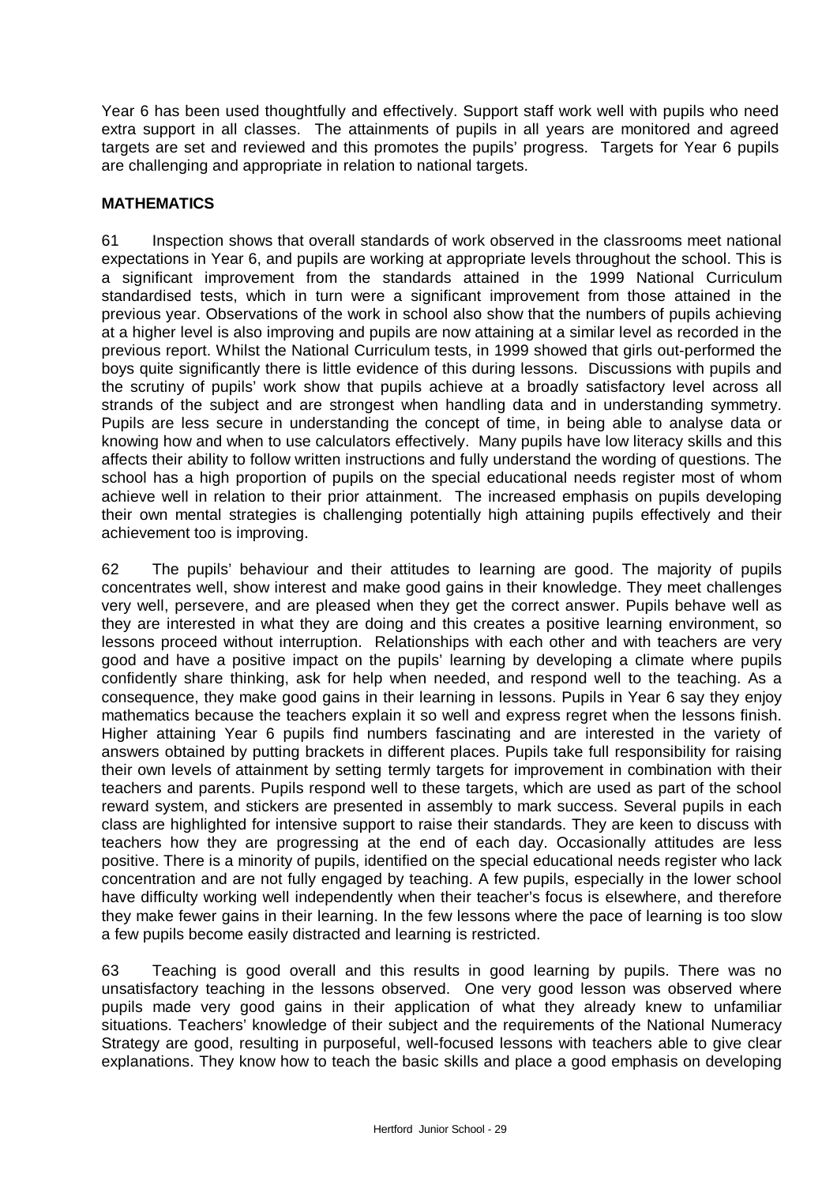Year 6 has been used thoughtfully and effectively. Support staff work well with pupils who need extra support in all classes. The attainments of pupils in all years are monitored and agreed targets are set and reviewed and this promotes the pupils' progress. Targets for Year 6 pupils are challenging and appropriate in relation to national targets.

## MATHEMATICS

61 Inspection shows that overall standards of work observed in the classrooms meet national expectations in Year 6, and pupils are working at appropriate levels throughout the school. This is a significant improvement from the standards attained in the 1999 National Curriculum standardised tests, which in turn were a significant improvement from those attained in the previous year. Observations of the work in school also show that the numbers of pupils achieving at a higher level is also improving and pupils are now attaining at a similar level as recorded in the previous report. Whilst the National Curriculum tests, in 1999 showed that girls out-performed the boys quite significantly there is little evidence of this during lessons. Discussions with pupils and the scrutiny of pupils' work show that pupils achieve at a broadly satisfactory level across all strands of the subject and are strongest when handling data and in understanding symmetry. Pupils are less secure in understanding the concept of time, in being able to analyse data or knowing how and when to use calculators effectively. Many pupils have low literacy skills and this affects their ability to follow written instructions and fully understand the wording of questions. The school has a high proportion of pupils on the special educational needs register most of whom achieve well in relation to their prior attainment. The increased emphasis on pupils developing their own mental strategies is challenging potentially high attaining pupils effectively and their achievement too is improving.

62 The pupils' behaviour and their attitudes to learning are good. The majority of pupils concentrates well, show interest and make good gains in their knowledge. They meet challenges very well, persevere, and are pleased when they get the correct answer. Pupils behave well as they are interested in what they are doing and this creates a positive learning environment, so lessons proceed without interruption. Relationships with each other and with teachers are very good and have a positive impact on the pupils' learning by developing a climate where pupils confidently share thinking, ask for help when needed, and respond well to the teaching. As a consequence, they make good gains in their learning in lessons. Pupils in Year 6 say they enjoy mathematics because the teachers explain it so well and express regret when the lessons finish. Higher attaining Year 6 pupils find numbers fascinating and are interested in the variety of answers obtained by putting brackets in different places. Pupils take full responsibility for raising their own levels of attainment by setting termly targets for improvement in combination with their teachers and parents. Pupils respond well to these targets, which are used as part of the school reward system, and stickers are presented in assembly to mark success. Several pupils in each class are highlighted for intensive support to raise their standards. They are keen to discuss with teachers how they are progressing at the end of each day. Occasionally attitudes are less positive. There is a minority of pupils, identified on the special educational needs register who lack concentration and are not fully engaged by teaching. A few pupils, especially in the lower school have difficulty working well independently when their teacher's focus is elsewhere, and therefore they make fewer gains in their learning. In the few lessons where the pace of learning is too slow a few pupils become easily distracted and learning is restricted.

63 Teaching is good overall and this results in good learning by pupils. There was no unsatisfactory teaching in the lessons observed. One very good lesson was observed where pupils made very good gains in their application of what they already knew to unfamiliar situations. Teachers' knowledge of their subject and the requirements of the National Numeracy Strategy are good, resulting in purposeful, well-focused lessons with teachers able to give clear explanations. They know how to teach the basic skills and place a good emphasis on developing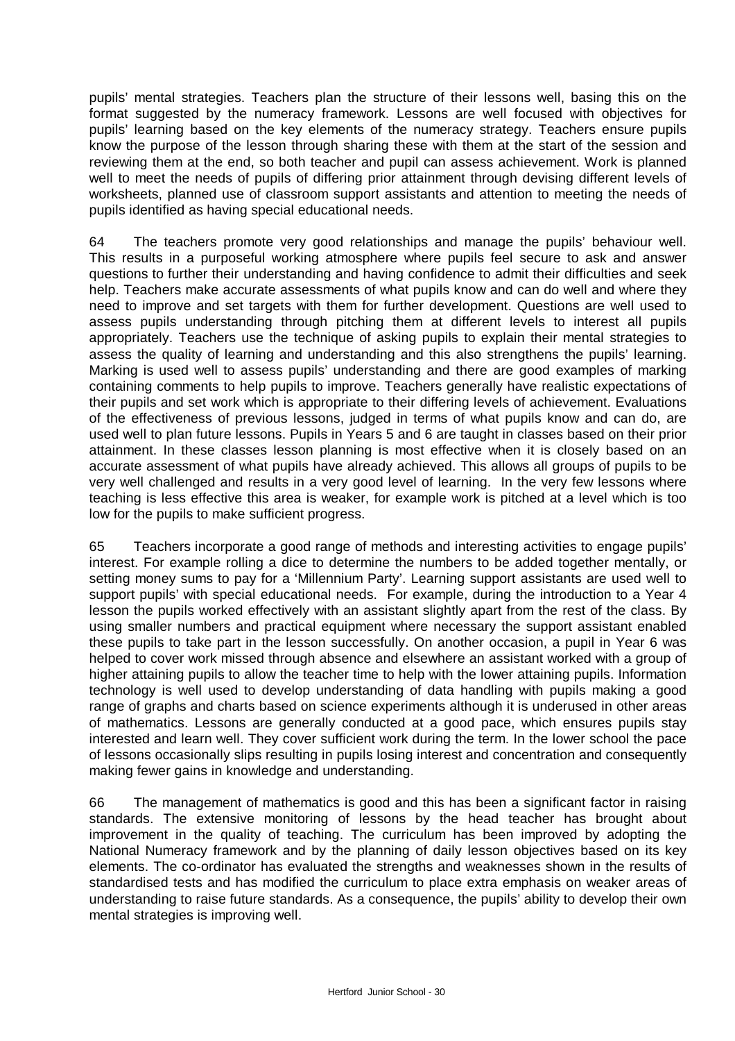pupils' mental strategies. Teachers plan the structure of their lessons well, basing this on the format suggested by the numeracy framework. Lessons are well focused with objectives for pupils' learning based on the key elements of the numeracy strategy. Teachers ensure pupils know the purpose of the lesson through sharing these with them at the start of the session and reviewing them at the end, so both teacher and pupil can assess achievement. Work is planned well to meet the needs of pupils of differing prior attainment through devising different levels of worksheets, planned use of classroom support assistants and attention to meeting the needs of pupils identified as having special educational needs.

64 The teachers promote very good relationships and manage the pupils' behaviour well. This results in a purposeful working atmosphere where pupils feel secure to ask and answer questions to further their understanding and having confidence to admit their difficulties and seek help. Teachers make accurate assessments of what pupils know and can do well and where they need to improve and set targets with them for further development. Questions are well used to assess pupils understanding through pitching them at different levels to interest all pupils appropriately. Teachers use the technique of asking pupils to explain their mental strategies to assess the quality of learning and understanding and this also strengthens the pupils' learning. Marking is used well to assess pupils' understanding and there are good examples of marking containing comments to help pupils to improve. Teachers generally have realistic expectations of their pupils and set work which is appropriate to their differing levels of achievement. Evaluations of the effectiveness of previous lessons, judged in terms of what pupils know and can do, are used well to plan future lessons. Pupils in Years 5 and 6 are taught in classes based on their prior attainment. In these classes lesson planning is most effective when it is closely based on an accurate assessment of what pupils have already achieved. This allows all groups of pupils to be very well challenged and results in a very good level of learning. In the very few lessons where teaching is less effective this area is weaker, for example work is pitched at a level which is too low for the pupils to make sufficient progress.

65 Teachers incorporate a good range of methods and interesting activities to engage pupils' interest. For example rolling a dice to determine the numbers to be added together mentally, or setting money sums to pay for a 'Millennium Party'. Learning support assistants are used well to support pupils' with special educational needs. For example, during the introduction to a Year 4 lesson the pupils worked effectively with an assistant slightly apart from the rest of the class. By using smaller numbers and practical equipment where necessary the support assistant enabled these pupils to take part in the lesson successfully. On another occasion, a pupil in Year 6 was helped to cover work missed through absence and elsewhere an assistant worked with a group of higher attaining pupils to allow the teacher time to help with the lower attaining pupils. Information technology is well used to develop understanding of data handling with pupils making a good range of graphs and charts based on science experiments although it is underused in other areas of mathematics. Lessons are generally conducted at a good pace, which ensures pupils stay interested and learn well. They cover sufficient work during the term. In the lower school the pace of lessons occasionally slips resulting in pupils losing interest and concentration and consequently making fewer gains in knowledge and understanding.

66 The management of mathematics is good and this has been a significant factor in raising standards. The extensive monitoring of lessons by the head teacher has brought about improvement in the quality of teaching. The curriculum has been improved by adopting the National Numeracy framework and by the planning of daily lesson objectives based on its key elements. The co-ordinator has evaluated the strengths and weaknesses shown in the results of standardised tests and has modified the curriculum to place extra emphasis on weaker areas of understanding to raise future standards. As a consequence, the pupils' ability to develop their own mental strategies is improving well.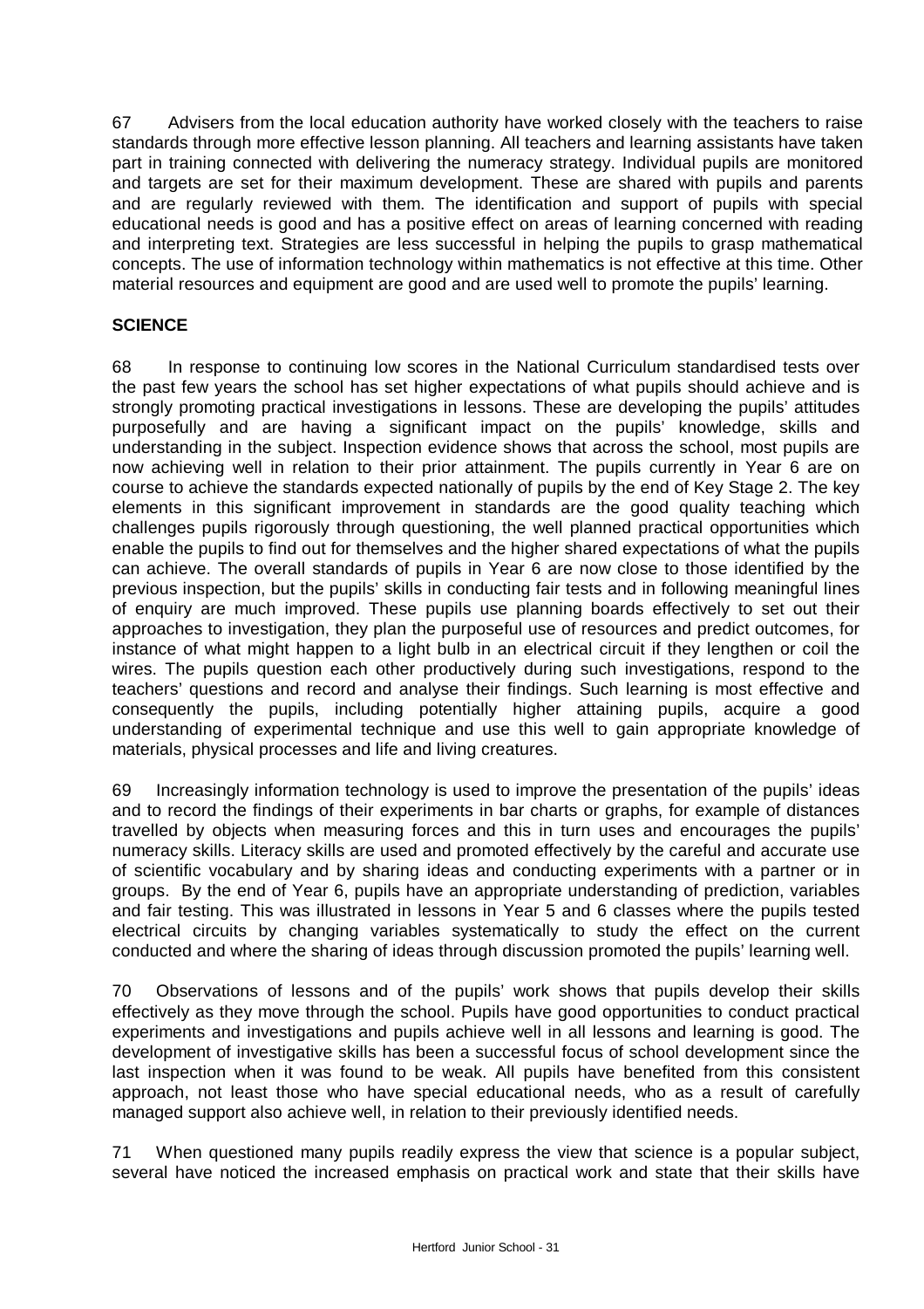67 Advisers from the local education authority have worked closely with the teachers to raise standards through more effective lesson planning. All teachers and learning assistants have taken part in training connected with delivering the numeracy strategy. Individual pupils are monitored and targets are set for their maximum development. These are shared with pupils and parents and are regularly reviewed with them. The identification and support of pupils with special educational needs is good and has a positive effect on areas of learning concerned with reading and interpreting text. Strategies are less successful in helping the pupils to grasp mathematical concepts. The use of information technology within mathematics is not effective at this time. Other material resources and equipment are good and are used well to promote the pupils' learning.

## SCIENCE

68 In response to continuing low scores in the National Curriculum standardised tests over the past few years the school has set higher expectations of what pupils should achieve and is strongly promoting practical investigations in lessons. These are developing the pupils' attitudes purposefully and are having a significant impact on the pupils' knowledge, skills and understanding in the subject. Inspection evidence shows that across the school, most pupils are now achieving well in relation to their prior attainment. The pupils currently in Year 6 are on course to achieve the standards expected nationally of pupils by the end of Key Stage 2. The key elements in this significant improvement in standards are the good quality teaching which challenges pupils rigorously through questioning, the well planned practical opportunities which enable the pupils to find out for themselves and the higher shared expectations of what the pupils can achieve. The overall standards of pupils in Year 6 are now close to those identified by the previous inspection, but the pupils' skills in conducting fair tests and in following meaningful lines of enquiry are much improved. These pupils use planning boards effectively to set out their approaches to investigation, they plan the purposeful use of resources and predict outcomes, for instance of what might happen to a light bulb in an electrical circuit if they lengthen or coil the wires. The pupils question each other productively during such investigations, respond to the teachers' questions and record and analyse their findings. Such learning is most effective and consequently the pupils, including potentially higher attaining pupils, acquire a good understanding of experimental technique and use this well to gain appropriate knowledge of materials, physical processes and life and living creatures.

69 Increasingly information technology is used to improve the presentation of the pupils' ideas and to record the findings of their experiments in bar charts or graphs, for example of distances travelled by objects when measuring forces and this in turn uses and encourages the pupils' numeracy skills. Literacy skills are used and promoted effectively by the careful and accurate use of scientific vocabulary and by sharing ideas and conducting experiments with a partner or in groups. By the end of Year 6, pupils have an appropriate understanding of prediction, variables and fair testing. This was illustrated in lessons in Year 5 and 6 classes where the pupils tested electrical circuits by changing variables systematically to study the effect on the current conducted and where the sharing of ideas through discussion promoted the pupils' learning well.

70 Observations of lessons and of the pupils' work shows that pupils develop their skills effectively as they move through the school. Pupils have good opportunities to conduct practical experiments and investigations and pupils achieve well in all lessons and learning is good. The development of investigative skills has been a successful focus of school development since the last inspection when it was found to be weak. All pupils have benefited from this consistent approach, not least those who have special educational needs, who as a result of carefully managed support also achieve well, in relation to their previously identified needs.

71 When questioned many pupils readily express the view that science is a popular subject, several have noticed the increased emphasis on practical work and state that their skills have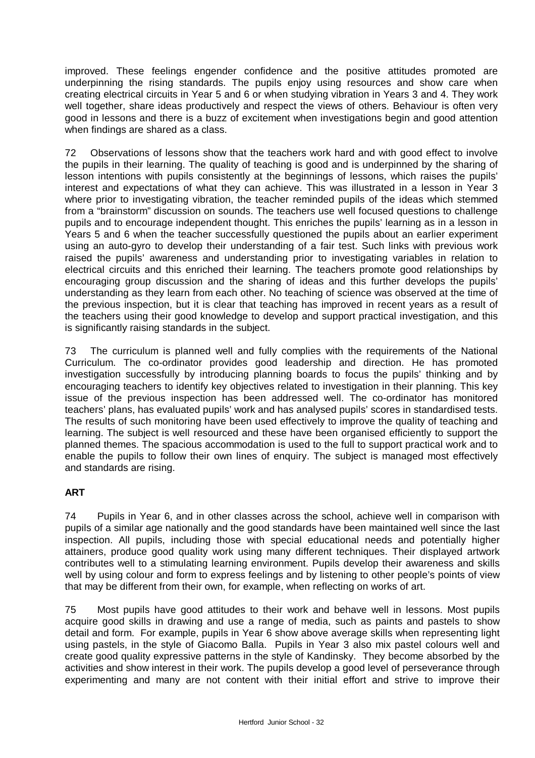improved. These feelings engender confidence and the positive attitudes promoted are underpinning the rising standards. The pupils enjoy using resources and show care when creating electrical circuits in Year 5 and 6 or when studying vibration in Years 3 and 4. They work well together, share ideas productively and respect the views of others. Behaviour is often very good in lessons and there is a buzz of excitement when investigations begin and good attention when findings are shared as a class.

72 Observations of lessons show that the teachers work hard and with good effect to involve the pupils in their learning. The quality of teaching is good and is underpinned by the sharing of lesson intentions with pupils consistently at the beginnings of lessons, which raises the pupils' interest and expectations of what they can achieve. This was illustrated in a lesson in Year 3 where prior to investigating vibration, the teacher reminded pupils of the ideas which stemmed from a "brainstorm" discussion on sounds. The teachers use well focused questions to challenge pupils and to encourage independent thought. This enriches the pupils' learning as in a lesson in Years 5 and 6 when the teacher successfully questioned the pupils about an earlier experiment using an auto-gyro to develop their understanding of a fair test. Such links with previous work raised the pupils' awareness and understanding prior to investigating variables in relation to electrical circuits and this enriched their learning. The teachers promote good relationships by encouraging group discussion and the sharing of ideas and this further develops the pupils' understanding as they learn from each other. No teaching of science was observed at the time of the previous inspection, but it is clear that teaching has improved in recent years as a result of the teachers using their good knowledge to develop and support practical investigation, and this is significantly raising standards in the subject.

73 The curriculum is planned well and fully complies with the requirements of the National Curriculum. The co-ordinator provides good leadership and direction. He has promoted investigation successfully by introducing planning boards to focus the pupils' thinking and by encouraging teachers to identify key objectives related to investigation in their planning. This key issue of the previous inspection has been addressed well. The co-ordinator has monitored teachers' plans, has evaluated pupils' work and has analysed pupils' scores in standardised tests. The results of such monitoring have been used effectively to improve the quality of teaching and learning. The subject is well resourced and these have been organised efficiently to support the planned themes. The spacious accommodation is used to the full to support practical work and to enable the pupils to follow their own lines of enquiry. The subject is managed most effectively and standards are rising.

## ART

74 Pupils in Year 6, and in other classes across the school, achieve well in comparison with pupils of a similar age nationally and the good standards have been maintained well since the last inspection. All pupils, including those with special educational needs and potentially higher attainers, produce good quality work using many different techniques. Their displayed artwork contributes well to a stimulating learning environment. Pupils develop their awareness and skills well by using colour and form to express feelings and by listening to other people's points of view that may be different from their own, for example, when reflecting on works of art.

75 Most pupils have good attitudes to their work and behave well in lessons. Most pupils acquire good skills in drawing and use a range of media, such as paints and pastels to show detail and form. For example, pupils in Year 6 show above average skills when representing light using pastels, in the style of Giacomo Balla. Pupils in Year 3 also mix pastel colours well and create good quality expressive patterns in the style of Kandinsky. They become absorbed by the activities and show interest in their work. The pupils develop a good level of perseverance through experimenting and many are not content with their initial effort and strive to improve their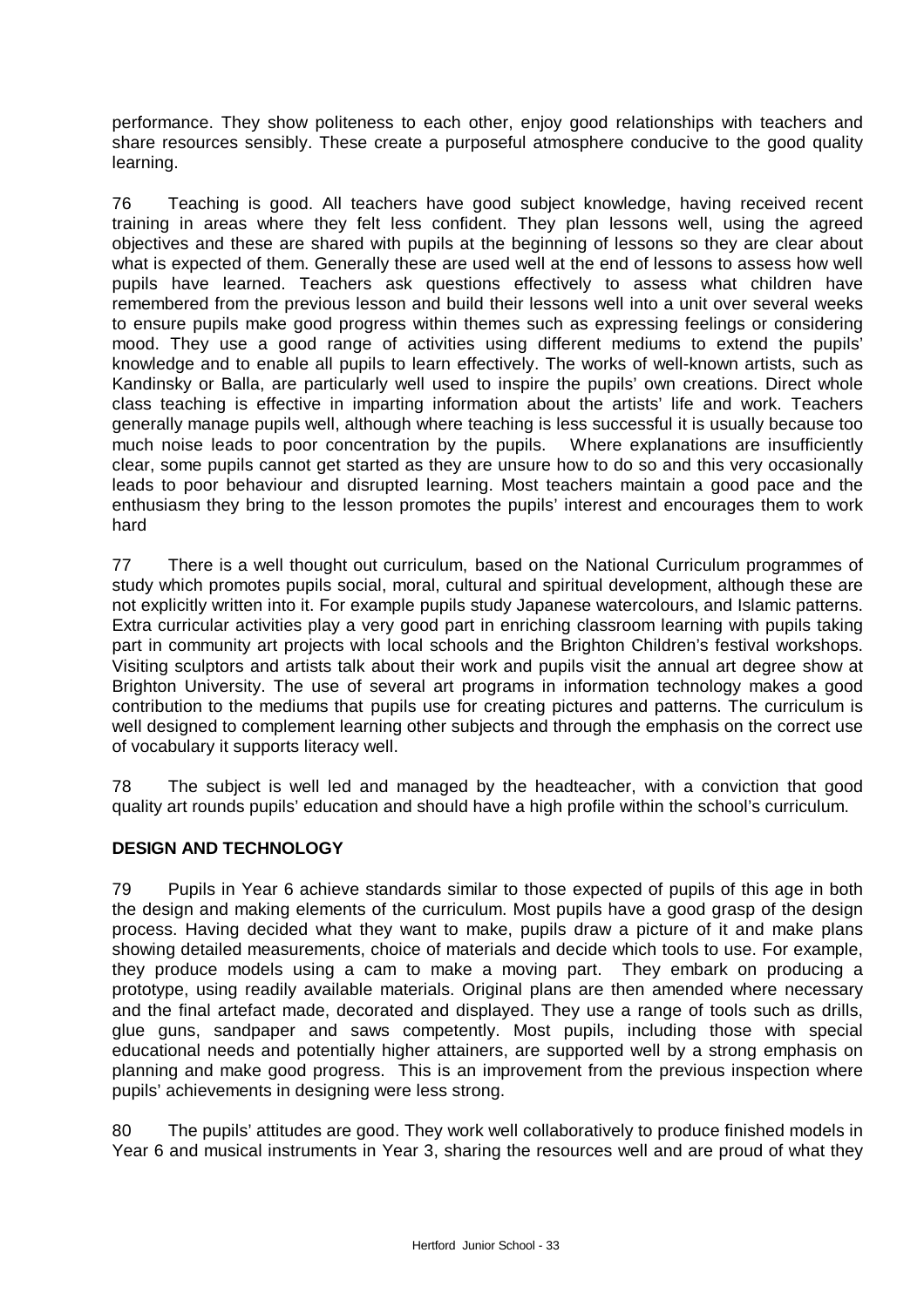performance. They show politeness to each other, enjoy good relationships with teachers and share resources sensibly. These create a purposeful atmosphere conducive to the good quality learning.

76 Teaching is good. All teachers have good subject knowledge, having received recent training in areas where they felt less confident. They plan lessons well, using the agreed objectives and these are shared with pupils at the beginning of lessons so they are clear about what is expected of them. Generally these are used well at the end of lessons to assess how well pupils have learned. Teachers ask questions effectively to assess what children have remembered from the previous lesson and build their lessons well into a unit over several weeks to ensure pupils make good progress within themes such as expressing feelings or considering mood. They use a good range of activities using different mediums to extend the pupils' knowledge and to enable all pupils to learn effectively. The works of well-known artists, such as Kandinsky or Balla, are particularly well used to inspire the pupils' own creations. Direct whole class teaching is effective in imparting information about the artists' life and work. Teachers generally manage pupils well, although where teaching is less successful it is usually because too much noise leads to poor concentration by the pupils. Where explanations are insufficiently clear, some pupils cannot get started as they are unsure how to do so and this very occasionally leads to poor behaviour and disrupted learning. Most teachers maintain a good pace and the enthusiasm they bring to the lesson promotes the pupils' interest and encourages them to work hard

77 There is a well thought out curriculum, based on the National Curriculum programmes of study which promotes pupils social, moral, cultural and spiritual development, although these are not explicitly written into it. For example pupils study Japanese watercolours, and Islamic patterns. Extra curricular activities play a very good part in enriching classroom learning with pupils taking part in community art projects with local schools and the Brighton Children's festival workshops. Visiting sculptors and artists talk about their work and pupils visit the annual art degree show at Brighton University. The use of several art programs in information technology makes a good contribution to the mediums that pupils use for creating pictures and patterns. The curriculum is well designed to complement learning other subjects and through the emphasis on the correct use of vocabulary it supports literacy well.

78 The subject is well led and managed by the headteacher, with a conviction that good quality art rounds pupils' education and should have a high profile within the school's curriculum.

**DESIGN AND TECHNOLOGY**

79 Pupils in Year 6 achieve standards similar to those expected of pupils of this age in both the design and making elements of the curriculum. Most pupils have a good grasp of the design process. Having decided what they want to make, pupils draw a picture of it and make plans showing detailed measurements, choice of materials and decide which tools to use. For example, they produce models using a cam to make a moving part. They embark on producing a prototype, using readily available materials. Original plans are then amended where necessary and the final artefact made, decorated and displayed. They use a range of tools such as drills, glue guns, sandpaper and saws competently. Most pupils, including those with special educational needs and potentially higher attainers, are supported well by a strong emphasis on planning and make good progress. This is an improvement from the previous inspection where pupils' achievements in designing were less strong.

80 The pupils' attitudes are good. They work well collaboratively to produce finished models in Year 6 and musical instruments in Year 3, sharing the resources well and are proud of what they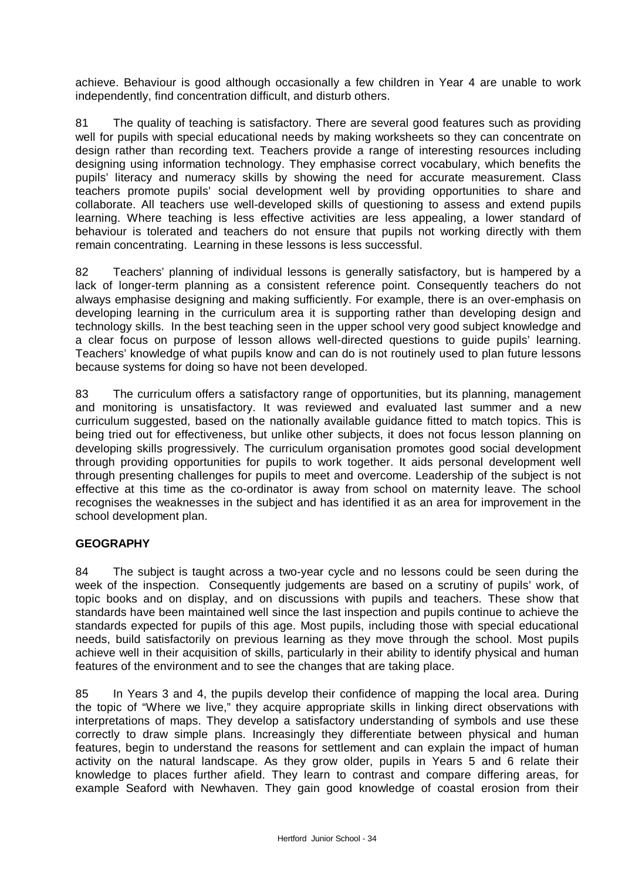achieve. Behaviour is good although occasionally a few children in Year 4 are unable to work independently, find concentration difficult, and disturb others.

81 The quality of teaching is satisfactory. There are several good features such as providing well for pupils with special educational needs by making worksheets so they can concentrate on design rather than recording text. Teachers provide a range of interesting resources including designing using information technology. They emphasise correct vocabulary, which benefits the pupils' literacy and numeracy skills by showing the need for accurate measurement. Class teachers promote pupils' social development well by providing opportunities to share and collaborate. All teachers use well-developed skills of questioning to assess and extend pupils learning. Where teaching is less effective activities are less appealing, a lower standard of behaviour is tolerated and teachers do not ensure that pupils not working directly with them remain concentrating. Learning in these lessons is less successful.

82 Teachers' planning of individual lessons is generally satisfactory, but is hampered by a lack of longer-term planning as a consistent reference point. Consequently teachers do not always emphasise designing and making sufficiently. For example, there is an over-emphasis on developing learning in the curriculum area it is supporting rather than developing design and technology skills. In the best teaching seen in the upper school very good subject knowledge and a clear focus on purpose of lesson allows well-directed questions to guide pupils' learning. Teachers' knowledge of what pupils know and can do is not routinely used to plan future lessons because systems for doing so have not been developed.

83 The curriculum offers a satisfactory range of opportunities, but its planning, management and monitoring is unsatisfactory. It was reviewed and evaluated last summer and a new curriculum suggested, based on the nationally available guidance fitted to match topics. This is being tried out for effectiveness, but unlike other subjects, it does not focus lesson planning on developing skills progressively. The curriculum organisation promotes good social development through providing opportunities for pupils to work together. It aids personal development well through presenting challenges for pupils to meet and overcome. Leadership of the subject is not effective at this time as the co-ordinator is away from school on maternity leave. The school recognises the weaknesses in the subject and has identified it as an area for improvement in the school development plan.

## GEOGRAPHY

84 The subject is taught across a two-year cycle and no lessons could be seen during the week of the inspection. Consequently judgements are based on a scrutiny of pupils' work, of topic books and on display, and on discussions with pupils and teachers. These show that standards have been maintained well since the last inspection and pupils continue to achieve the standards expected for pupils of this age. Most pupils, including those with special educational needs, build satisfactorily on previous learning as they move through the school. Most pupils achieve well in their acquisition of skills, particularly in their ability to identify physical and human features of the environment and to see the changes that are taking place.

85 In Years 3 and 4, the pupils develop their confidence of mapping the local area. During the topic of "Where we live," they acquire appropriate skills in linking direct observations with interpretations of maps. They develop a satisfactory understanding of symbols and use these correctly to draw simple plans. Increasingly they differentiate between physical and human features, begin to understand the reasons for settlement and can explain the impact of human activity on the natural landscape. As they grow older, pupils in Years 5 and 6 relate their knowledge to places further afield. They learn to contrast and compare differing areas, for example Seaford with Newhaven. They gain good knowledge of coastal erosion from their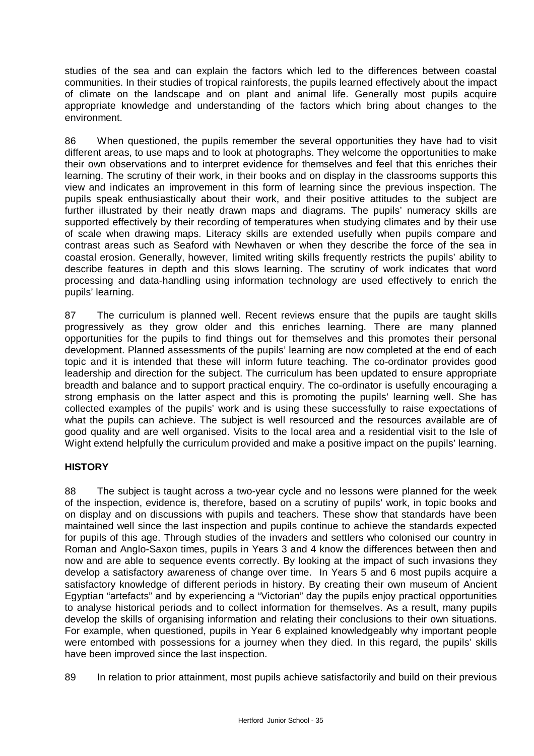studies of the sea and can explain the factors which led to the differences between coastal communities. In their studies of tropical rainforests, the pupils learned effectively about the impact of climate on the landscape and on plant and animal life. Generally most pupils acquire appropriate knowledge and understanding of the factors which bring about changes to the environment.

86 When questioned, the pupils remember the several opportunities they have had to visit different areas, to use maps and to look at photographs. They welcome the opportunities to make their own observations and to interpret evidence for themselves and feel that this enriches their learning. The scrutiny of their work, in their books and on display in the classrooms supports this view and indicates an improvement in this form of learning since the previous inspection. The pupils speak enthusiastically about their work, and their positive attitudes to the subject are further illustrated by their neatly drawn maps and diagrams. The pupils' numeracy skills are supported effectively by their recording of temperatures when studying climates and by their use of scale when drawing maps. Literacy skills are extended usefully when pupils compare and contrast areas such as Seaford with Newhaven or when they describe the force of the sea in coastal erosion. Generally, however, limited writing skills frequently restricts the pupils' ability to describe features in depth and this slows learning. The scrutiny of work indicates that word processing and data-handling using information technology are used effectively to enrich the pupils' learning.

87 The curriculum is planned well. Recent reviews ensure that the pupils are taught skills progressively as they grow older and this enriches learning. There are many planned opportunities for the pupils to find things out for themselves and this promotes their personal development. Planned assessments of the pupils' learning are now completed at the end of each topic and it is intended that these will inform future teaching. The co-ordinator provides good leadership and direction for the subject. The curriculum has been updated to ensure appropriate breadth and balance and to support practical enquiry. The co-ordinator is usefully encouraging a strong emphasis on the latter aspect and this is promoting the pupils' learning well. She has collected examples of the pupils' work and is using these successfully to raise expectations of what the pupils can achieve. The subject is well resourced and the resources available are of good quality and are well organised. Visits to the local area and a residential visit to the Isle of Wight extend helpfully the curriculum provided and make a positive impact on the pupils' learning.

## HISTORY

88 The subject is taught across a two-year cycle and no lessons were planned for the week of the inspection, evidence is, therefore, based on a scrutiny of pupils' work, in topic books and on display and on discussions with pupils and teachers. These show that standards have been maintained well since the last inspection and pupils continue to achieve the standards expected for pupils of this age. Through studies of the invaders and settlers who colonised our country in Roman and Anglo-Saxon times, pupils in Years 3 and 4 know the differences between then and now and are able to sequence events correctly. By looking at the impact of such invasions they develop a satisfactory awareness of change over time. In Years 5 and 6 most pupils acquire a satisfactory knowledge of different periods in history. By creating their own museum of Ancient Egyptian "artefacts" and by experiencing a "Victorian" day the pupils enjoy practical opportunities to analyse historical periods and to collect information for themselves. As a result, many pupils develop the skills of organising information and relating their conclusions to their own situations. For example, when questioned, pupils in Year 6 explained knowledgeably why important people were entombed with possessions for a journey when they died. In this regard, the pupils' skills have been improved since the last inspection.

89 In relation to prior attainment, most pupils achieve satisfactorily and build on their previous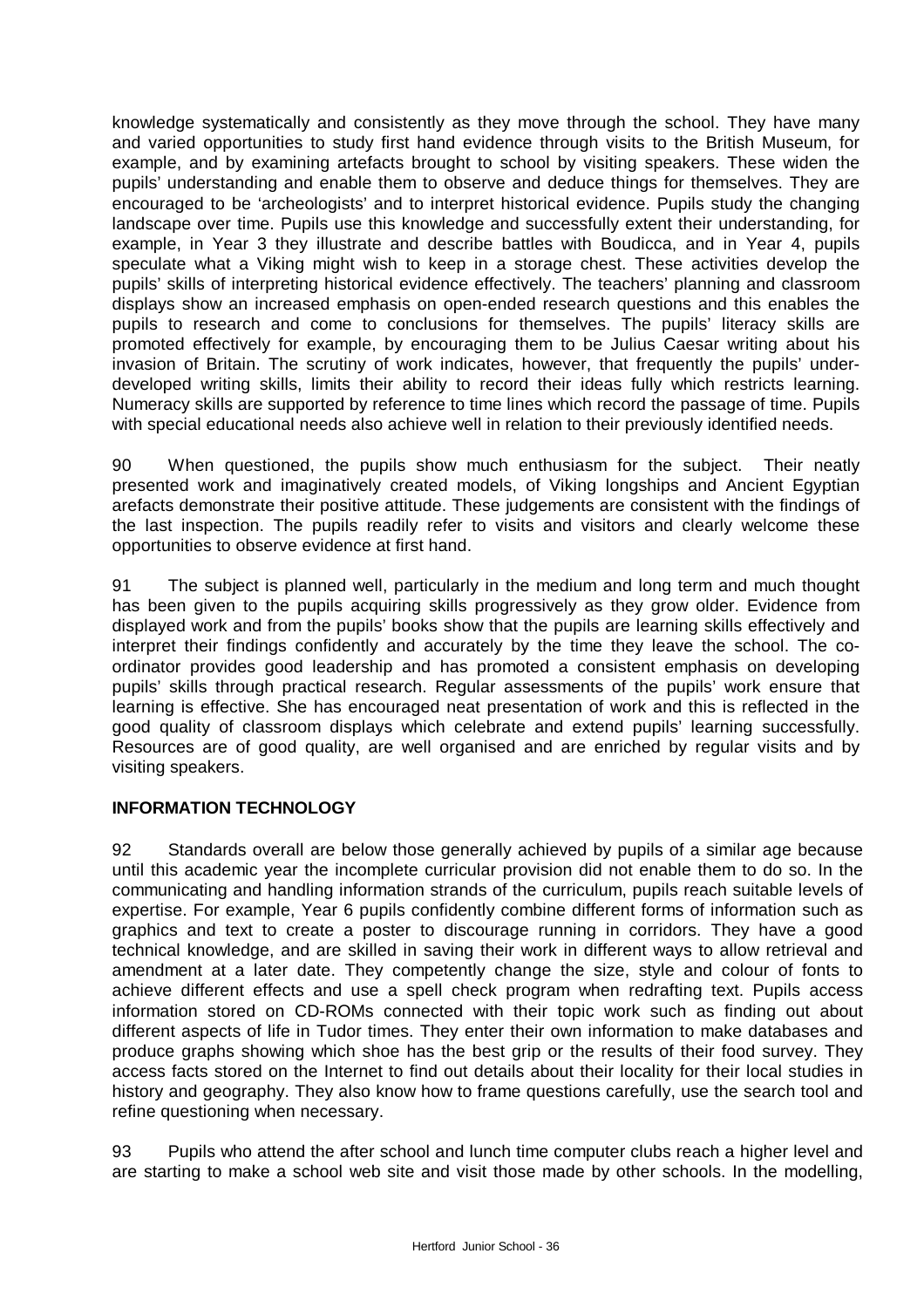knowledge systematically and consistently as they move through the school. They have many and varied opportunities to study first hand evidence through visits to the British Museum, for example, and by examining artefacts brought to school by visiting speakers. These widen the pupils' understanding and enable them to observe and deduce things for themselves. They are encouraged to be 'archeologists' and to interpret historical evidence. Pupils study the changing landscape over time. Pupils use this knowledge and successfully extent their understanding, for example, in Year 3 they illustrate and describe battles with Boudicca, and in Year 4, pupils speculate what a Viking might wish to keep in a storage chest. These activities develop the pupils' skills of interpreting historical evidence effectively. The teachers' planning and classroom displays show an increased emphasis on open-ended research questions and this enables the pupils to research and come to conclusions for themselves. The pupils' literacy skills are promoted effectively for example, by encouraging them to be Julius Caesar writing about his invasion of Britain. The scrutiny of work indicates, however, that frequently the pupils' under-developed writing skills, limits their ability to record their ideas fully which restricts learning. Numeracy skills are supported by reference to time lines which record the passage of time. Pupils with special educational needs also achieve well in relation to their previously identified needs.

90 When questioned, the pupils show much enthusiasm for the subject. Their neatly presented work and imaginatively created models, of Viking longships and Ancient Egyptian arefacts demonstrate their positive attitude. These judgements are consistent with the findings of the last inspection. The pupils readily refer to visits and visitors and clearly welcome these opportunities to observe evidence at first hand.

91 The subject is planned well, particularly in the medium and long term and much thought has been given to the pupils acquiring skills progressively as they grow older. Evidence from displayed work and from the pupils' books show that the pupils are learning skills effectively and interpret their findings confidently and accurately by the time they leave the school. The co-ordinator provides good leadership and has promoted a consistent emphasis on developing pupils' skills through practical research. Regular assessments of the pupils' work ensure that learning is effective. She has encouraged neat presentation of work and this is reflected in the good quality of classroom displays which celebrate and extend pupils' learning successfully. Resources are of good quality, are well organised and are enriched by regular visits and by visiting speakers.

**INFORMATION TECHNOLOGY**

92 Standards overall are below those generally achieved by pupils of a similar age because until this academic year the incomplete curricular provision did not enable them to do so. In the communicating and handling information strands of the curriculum, pupils reach suitable levels of expertise. For example, Year 6 pupils confidently combine different forms of information such as graphics and text to create a poster to discourage running in corridors. They have a good technical knowledge, and are skilled in saving their work in different ways to allow retrieval and amendment at a later date. They competently change the size, style and colour of fonts to achieve different effects and use a spell check program when redrafting text. Pupils access information stored on CD-ROMs connected with their topic work such as finding out about different aspects of life in Tudor times. They enter their own information to make databases and produce graphs showing which shoe has the best grip or the results of their food survey. They access facts stored on the Internet to find out details about their locality for their local studies in history and geography. They also know how to frame questions carefully, use the search tool and refine questioning when necessary.

93 Pupils who attend the after school and lunch time computer clubs reach a higher level and are starting to make a school web site and visit those made by other schools. In the modelling,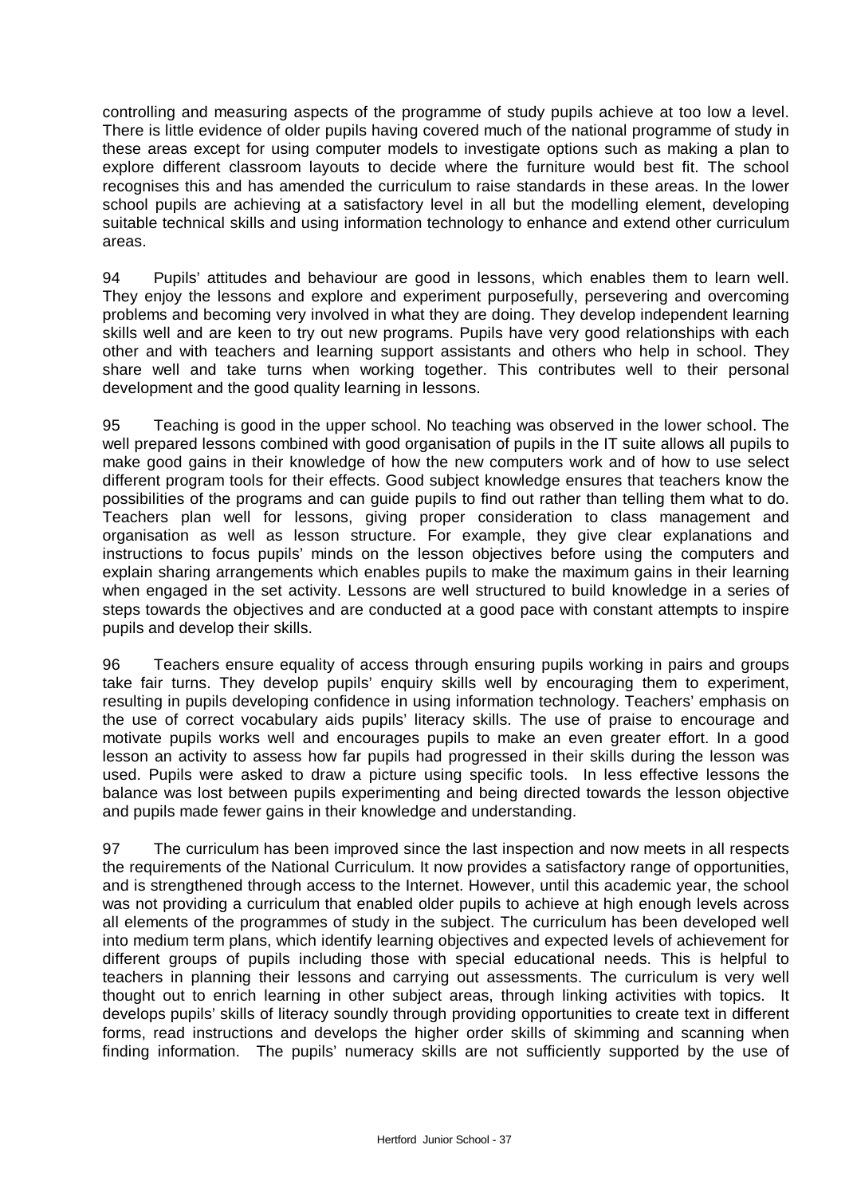controlling and measuring aspects of the programme of study pupils achieve at too low a level. There is little evidence of older pupils having covered much of the national programme of study in these areas except for using computer models to investigate options such as making a plan to explore different classroom layouts to decide where the furniture would best fit. The school recognises this and has amended the curriculum to raise standards in these areas. In the lower school pupils are achieving at a satisfactory level in all but the modelling element, developing suitable technical skills and using information technology to enhance and extend other curriculum areas.

94 Pupils' attitudes and behaviour are good in lessons, which enables them to learn well. They enjoy the lessons and explore and experiment purposefully, persevering and overcoming problems and becoming very involved in what they are doing. They develop independent learning skills well and are keen to try out new programs. Pupils have very good relationships with each other and with teachers and learning support assistants and others who help in school. They share well and take turns when working together. This contributes well to their personal development and the good quality learning in lessons.

95 Teaching is good in the upper school. No teaching was observed in the lower school. The well prepared lessons combined with good organisation of pupils in the IT suite allows all pupils to make good gains in their knowledge of how the new computers work and of how to use select different program tools for their effects. Good subject knowledge ensures that teachers know the possibilities of the programs and can guide pupils to find out rather than telling them what to do. Teachers plan well for lessons, giving proper consideration to class management and organisation as well as lesson structure. For example, they give clear explanations and instructions to focus pupils' minds on the lesson objectives before using the computers and explain sharing arrangements which enables pupils to make the maximum gains in their learning when engaged in the set activity. Lessons are well structured to build knowledge in a series of steps towards the objectives and are conducted at a good pace with constant attempts to inspire pupils and develop their skills.

96 Teachers ensure equality of access through ensuring pupils working in pairs and groups take fair turns. They develop pupils' enquiry skills well by encouraging them to experiment, resulting in pupils developing confidence in using information technology. Teachers' emphasis on the use of correct vocabulary aids pupils' literacy skills. The use of praise to encourage and motivate pupils works well and encourages pupils to make an even greater effort. In a good lesson an activity to assess how far pupils had progressed in their skills during the lesson was used. Pupils were asked to draw a picture using specific tools. In less effective lessons the balance was lost between pupils experimenting and being directed towards the lesson objective and pupils made fewer gains in their knowledge and understanding.

97 The curriculum has been improved since the last inspection and now meets in all respects the requirements of the National Curriculum. It now provides a satisfactory range of opportunities, and is strengthened through access to the Internet. However, until this academic year, the school was not providing a curriculum that enabled older pupils to achieve at high enough levels across all elements of the programmes of study in the subject. The curriculum has been developed well into medium term plans, which identify learning objectives and expected levels of achievement for different groups of pupils including those with special educational needs. This is helpful to teachers in planning their lessons and carrying out assessments. The curriculum is very well thought out to enrich learning in other subject areas, through linking activities with topics. It develops pupils' skills of literacy soundly through providing opportunities to create text in different forms, read instructions and develops the higher order skills of skimming and scanning when finding information. The pupils' numeracy skills are not sufficiently supported by the use of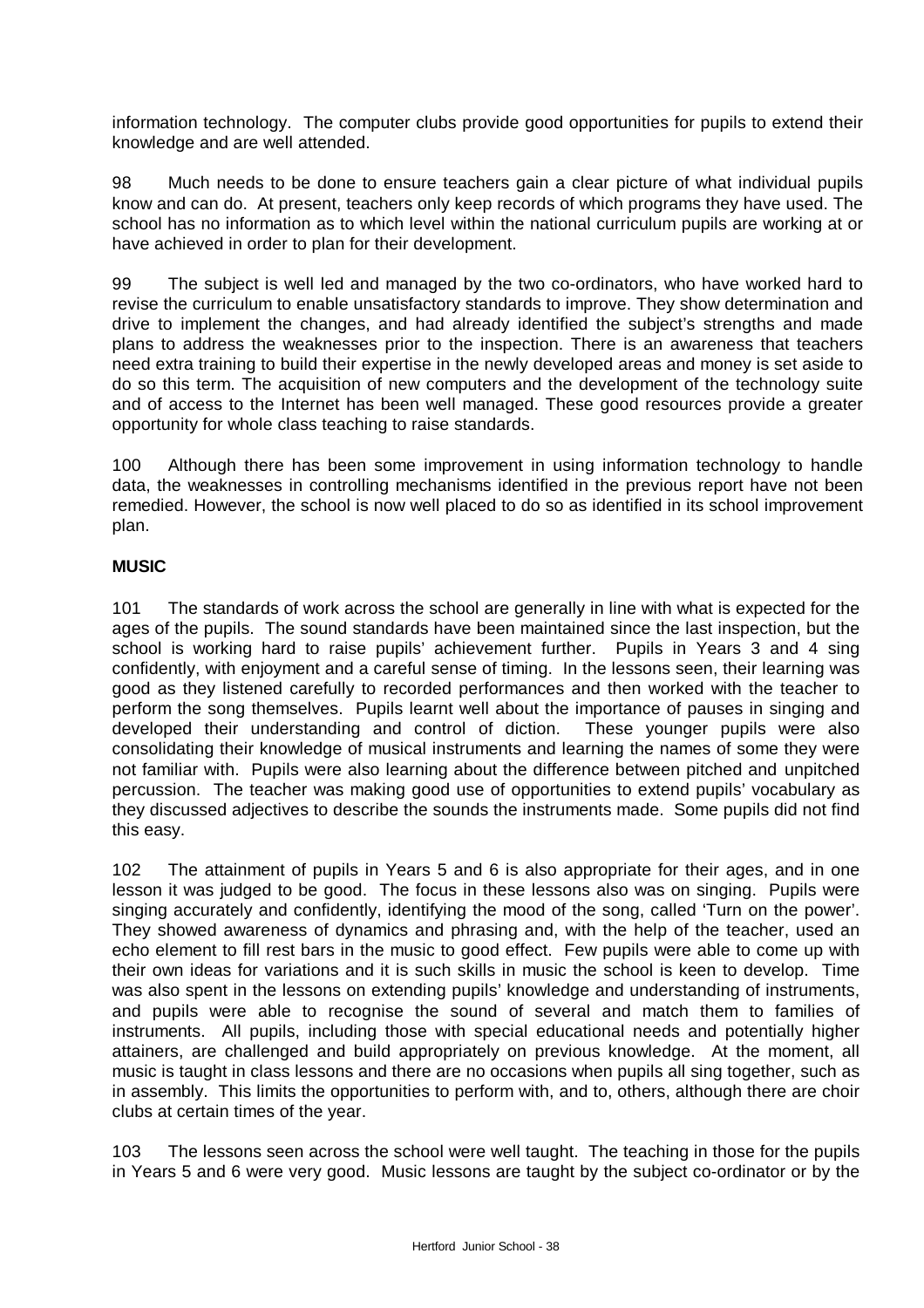information technology. The computer clubs provide good opportunities for pupils to extend their knowledge and are well attended.

98 Much needs to be done to ensure teachers gain a clear picture of what individual pupils know and can do. At present, teachers only keep records of which programs they have used. The school has no information as to which level within the national curriculum pupils are working at or have achieved in order to plan for their development.

99 The subject is well led and managed by the two co-ordinators, who have worked hard to revise the curriculum to enable unsatisfactory standards to improve. They show determination and drive to implement the changes, and had already identified the subject's strengths and made plans to address the weaknesses prior to the inspection. There is an awareness that teachers need extra training to build their expertise in the newly developed areas and money is set aside to do so this term. The acquisition of new computers and the development of the technology suite and of access to the Internet has been well managed. These good resources provide a greater opportunity for whole class teaching to raise standards.

100 Although there has been some improvement in using information technology to handle data, the weaknesses in controlling mechanisms identified in the previous report have not been remedied. However, the school is now well placed to do so as identified in its school improvement plan.

**MUSIC**

101 The standards of work across the school are generally in line with what is expected for the ages of the pupils. The sound standards have been maintained since the last inspection, but the school is working hard to raise pupils' achievement further. Pupils in Years 3 and 4 sing confidently, with enjoyment and a careful sense of timing. In the lessons seen, their learning was good as they listened carefully to recorded performances and then worked with the teacher to perform the song themselves. Pupils learnt well about the importance of pauses in singing and developed their understanding and control of diction. These younger pupils were also consolidating their knowledge of musical instruments and learning the names of some they were not familiar with. Pupils were also learning about the difference between pitched and unpitched percussion. The teacher was making good use of opportunities to extend pupils' vocabulary as they discussed adjectives to describe the sounds the instruments made. Some pupils did not find this easy.

102 The attainment of pupils in Years 5 and 6 is also appropriate for their ages, and in one lesson it was judged to be good. The focus in these lessons also was on singing. Pupils were singing accurately and confidently, identifying the mood of the song, called 'Turn on the power'. They showed awareness of dynamics and phrasing and, with the help of the teacher, used an echo element to fill rest bars in the music to good effect. Few pupils were able to come up with their own ideas for variations and it is such skills in music the school is keen to develop. Time was also spent in the lessons on extending pupils' knowledge and understanding of instruments, and pupils were able to recognise the sound of several and match them to families of instruments. All pupils, including those with special educational needs and potentially higher attainers, are challenged and build appropriately on previous knowledge. At the moment, all music is taught in class lessons and there are no occasions when pupils all sing together, such as in assembly. This limits the opportunities to perform with, and to, others, although there are choir clubs at certain times of the year.

103 The lessons seen across the school were well taught. The teaching in those for the pupils in Years 5 and 6 were very good. Music lessons are taught by the subject co-ordinator or by the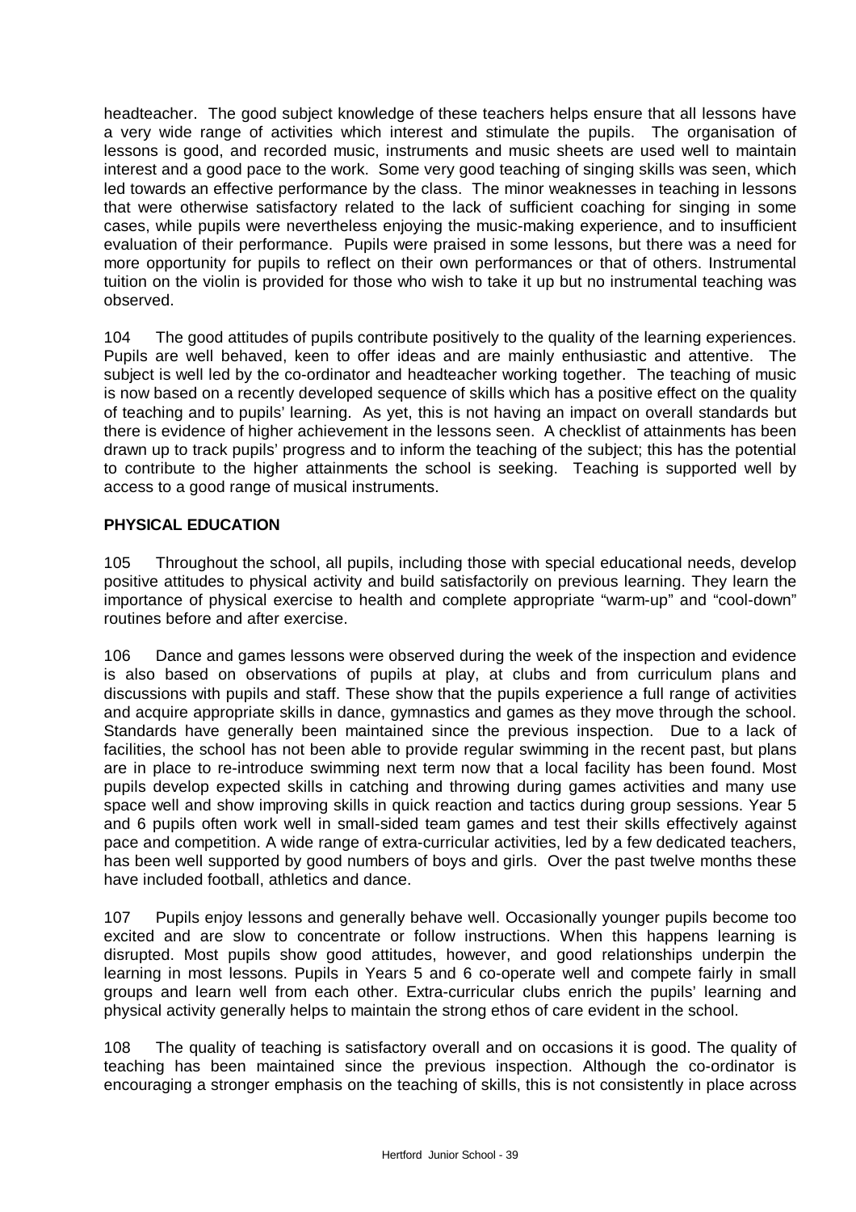headteacher. The good subject knowledge of these teachers helps ensure that all lessons have a very wide range of activities which interest and stimulate the pupils. The organisation of lessons is good, and recorded music, instruments and music sheets are used well to maintain interest and a good pace to the work. Some very good teaching of singing skills was seen, which led towards an effective performance by the class. The minor weaknesses in teaching in lessons that were otherwise satisfactory related to the lack of sufficient coaching for singing in some cases, while pupils were nevertheless enjoying the music-making experience, and to insufficient evaluation of their performance. Pupils were praised in some lessons, but there was a need for more opportunity for pupils to reflect on their own performances or that of others. Instrumental tuition on the violin is provided for those who wish to take it up but no instrumental teaching was observed.

104 The good attitudes of pupils contribute positively to the quality of the learning experiences. Pupils are well behaved, keen to offer ideas and are mainly enthusiastic and attentive. The subject is well led by the co-ordinator and headteacher working together. The teaching of music is now based on a recently developed sequence of skills which has a positive effect on the quality of teaching and to pupils' learning. As yet, this is not having an impact on overall standards but there is evidence of higher achievement in the lessons seen. A checklist of attainments has been drawn up to track pupils' progress and to inform the teaching of the subject; this has the potential to contribute to the higher attainments the school is seeking. Teaching is supported well by access to a good range of musical instruments.

**PHYSICAL EDUCATION**

105 Throughout the school, all pupils, including those with special educational needs, develop positive attitudes to physical activity and build satisfactorily on previous learning. They learn the importance of physical exercise to health and complete appropriate "warm-up" and "cool-down" routines before and after exercise.

106 Dance and games lessons were observed during the week of the inspection and evidence is also based on observations of pupils at play, at clubs and from curriculum plans and discussions with pupils and staff. These show that the pupils experience a full range of activities and acquire appropriate skills in dance, gymnastics and games as they move through the school. Standards have generally been maintained since the previous inspection. Due to a lack of facilities, the school has not been able to provide regular swimming in the recent past, but plans are in place to re-introduce swimming next term now that a local facility has been found. Most pupils develop expected skills in catching and throwing during games activities and many use space well and show improving skills in quick reaction and tactics during group sessions. Year 5 and 6 pupils often work well in small-sided team games and test their skills effectively against pace and competition. A wide range of extra-curricular activities, led by a few dedicated teachers, has been well supported by good numbers of boys and girls. Over the past twelve months these have included football, athletics and dance.

107 Pupils enjoy lessons and generally behave well. Occasionally younger pupils become too excited and are slow to concentrate or follow instructions. When this happens learning is disrupted. Most pupils show good attitudes, however, and good relationships underpin the learning in most lessons. Pupils in Years 5 and 6 co-operate well and compete fairly in small groups and learn well from each other. Extra-curricular clubs enrich the pupils' learning and physical activity generally helps to maintain the strong ethos of care evident in the school.

108 The quality of teaching is satisfactory overall and on occasions it is good. The quality of teaching has been maintained since the previous inspection. Although the co-ordinator is encouraging a stronger emphasis on the teaching of skills, this is not consistently in place across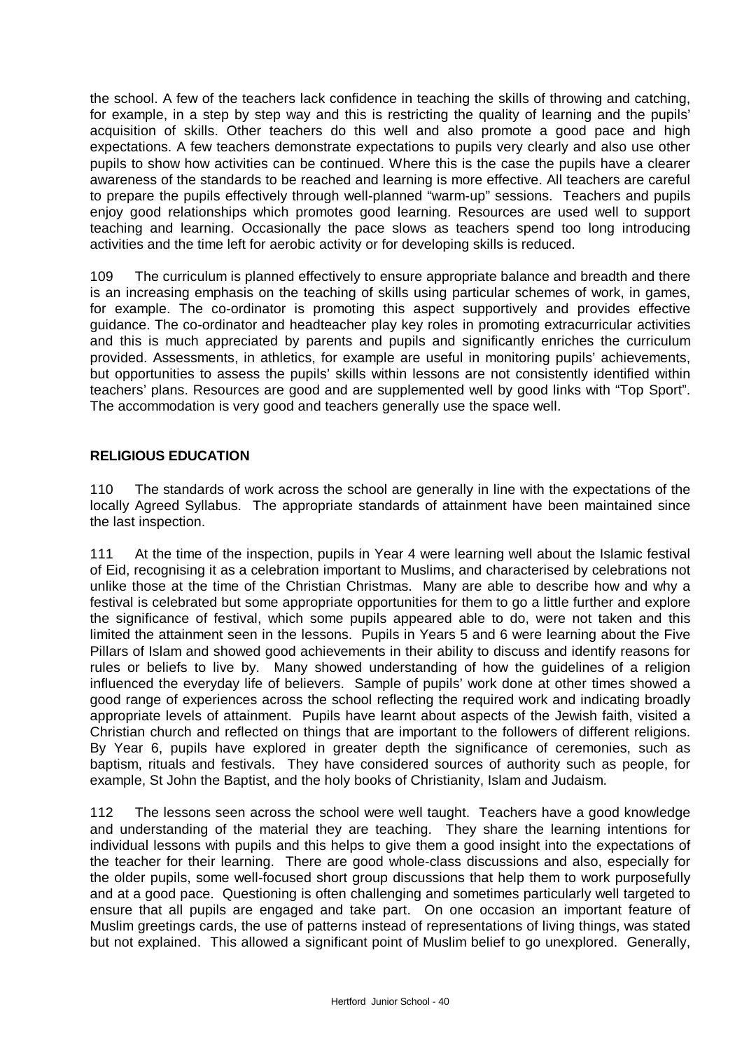the school. A few of the teachers lack confidence in teaching the skills of throwing and catching, for example, in a step by step way and this is restricting the quality of learning and the pupils' acquisition of skills. Other teachers do this well and also promote a good pace and high expectations. A few teachers demonstrate expectations to pupils very clearly and also use other pupils to show how activities can be continued. Where this is the case the pupils have a clearer awareness of the standards to be reached and learning is more effective. All teachers are careful to prepare the pupils effectively through well-planned "warm-up" sessions. Teachers and pupils enjoy good relationships which promotes good learning. Resources are used well to support teaching and learning. Occasionally the pace slows as teachers spend too long introducing activities and the time left for aerobic activity or for developing skills is reduced.

109 The curriculum is planned effectively to ensure appropriate balance and breadth and there is an increasing emphasis on the teaching of skills using particular schemes of work, in games, for example. The co-ordinator is promoting this aspect supportively and provides effective guidance. The co-ordinator and headteacher play key roles in promoting extracurricular activities and this is much appreciated by parents and pupils and significantly enriches the curriculum provided. Assessments, in athletics, for example are useful in monitoring pupils' achievements, but opportunities to assess the pupils' skills within lessons are not consistently identified within teachers' plans. Resources are good and are supplemented well by good links with "Top Sport". The accommodation is very good and teachers generally use the space well.

**RELIGIOUS EDUCATION**

110 The standards of work across the school are generally in line with the expectations of the locally Agreed Syllabus. The appropriate standards of attainment have been maintained since the last inspection.

111 At the time of the inspection, pupils in Year 4 were learning well about the Islamic festival of Eid, recognising it as a celebration important to Muslims, and characterised by celebrations not unlike those at the time of the Christian Christmas. Many are able to describe how and why a festival is celebrated but some appropriate opportunities for them to go a little further and explore the significance of festival, which some pupils appeared able to do, were not taken and this limited the attainment seen in the lessons. Pupils in Years 5 and 6 were learning about the Five Pillars of Islam and showed good achievements in their ability to discuss and identify reasons for rules or beliefs to live by. Many showed understanding of how the guidelines of a religion influenced the everyday life of believers. Sample of pupils' work done at other times showed a good range of experiences across the school reflecting the required work and indicating broadly appropriate levels of attainment. Pupils have learnt about aspects of the Jewish faith, visited a Christian church and reflected on things that are important to the followers of different religions. By Year 6, pupils have explored in greater depth the significance of ceremonies, such as baptism, rituals and festivals. They have considered sources of authority such as people, for example, St John the Baptist, and the holy books of Christianity, Islam and Judaism.

112 The lessons seen across the school were well taught. Teachers have a good knowledge and understanding of the material they are teaching. They share the learning intentions for individual lessons with pupils and this helps to give them a good insight into the expectations of the teacher for their learning. There are good whole-class discussions and also, especially for the older pupils, some well-focused short group discussions that help them to work purposefully and at a good pace. Questioning is often challenging and sometimes particularly well targeted to ensure that all pupils are engaged and take part. On one occasion an important feature of Muslim greetings cards, the use of patterns instead of representations of living things, was stated but not explained. This allowed a significant point of Muslim belief to go unexplored. Generally,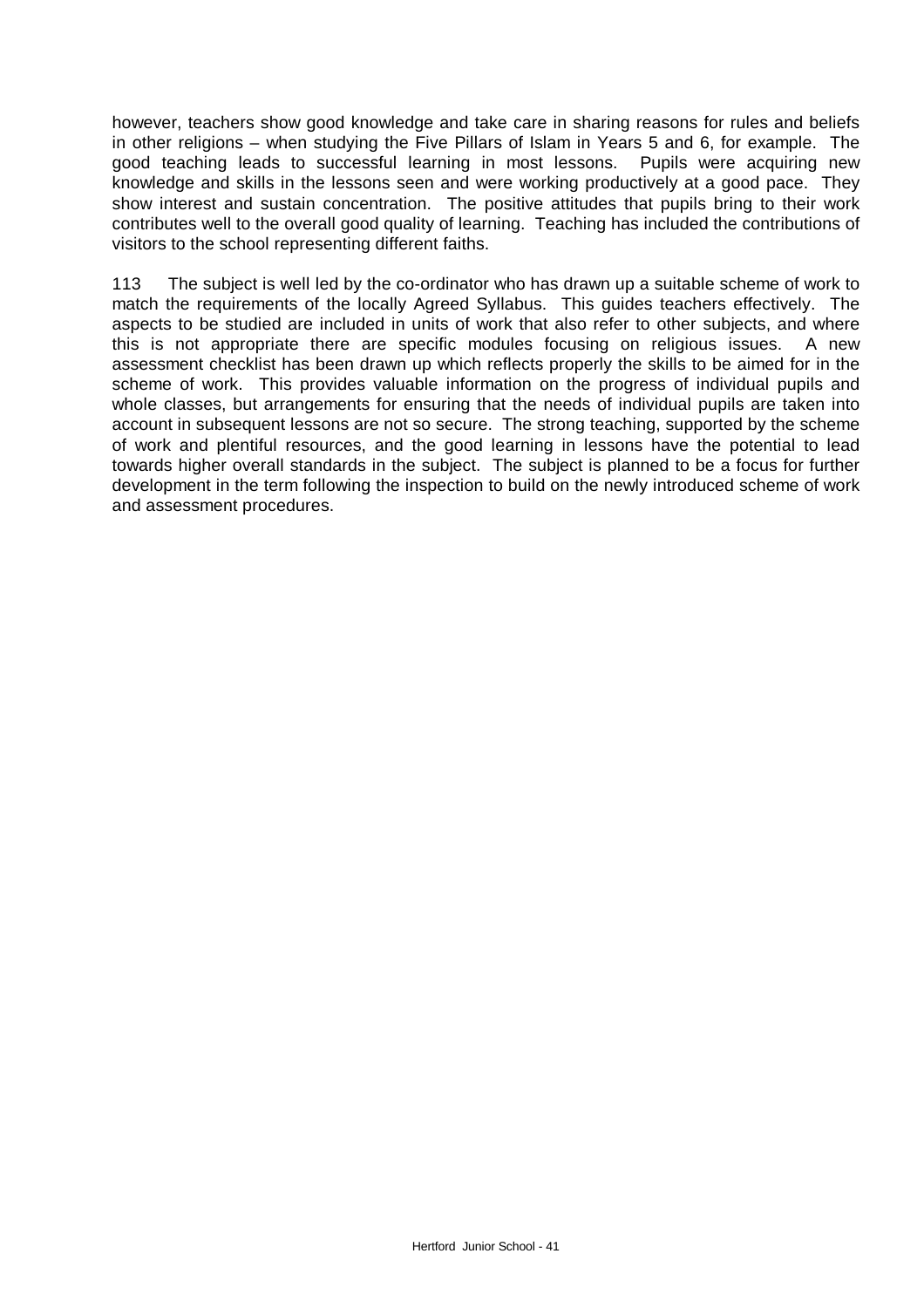however, teachers show good knowledge and take care in sharing reasons for rules and beliefs in other religions – when studying the Five Pillars of Islam in Years 5 and 6, for example. The good teaching leads to successful learning in most lessons. Pupils were acquiring new knowledge and skills in the lessons seen and were working productively at a good pace. They show interest and sustain concentration. The positive attitudes that pupils bring to their work contributes well to the overall good quality of learning. Teaching has included the contributions of visitors to the school representing different faiths.

113 The subject is well led by the co-ordinator who has drawn up a suitable scheme of work to match the requirements of the locally Agreed Syllabus. This guides teachers effectively. The aspects to be studied are included in units of work that also refer to other subjects, and where this is not appropriate there are specific modules focusing on religious issues. A new assessment checklist has been drawn up which reflects properly the skills to be aimed for in the scheme of work. This provides valuable information on the progress of individual pupils and whole classes, but arrangements for ensuring that the needs of individual pupils are taken into account in subsequent lessons are not so secure. The strong teaching, supported by the scheme of work and plentiful resources, and the good learning in lessons have the potential to lead towards higher overall standards in the subject. The subject is planned to be a focus for further development in the term following the inspection to build on the newly introduced scheme of work and assessment procedures.